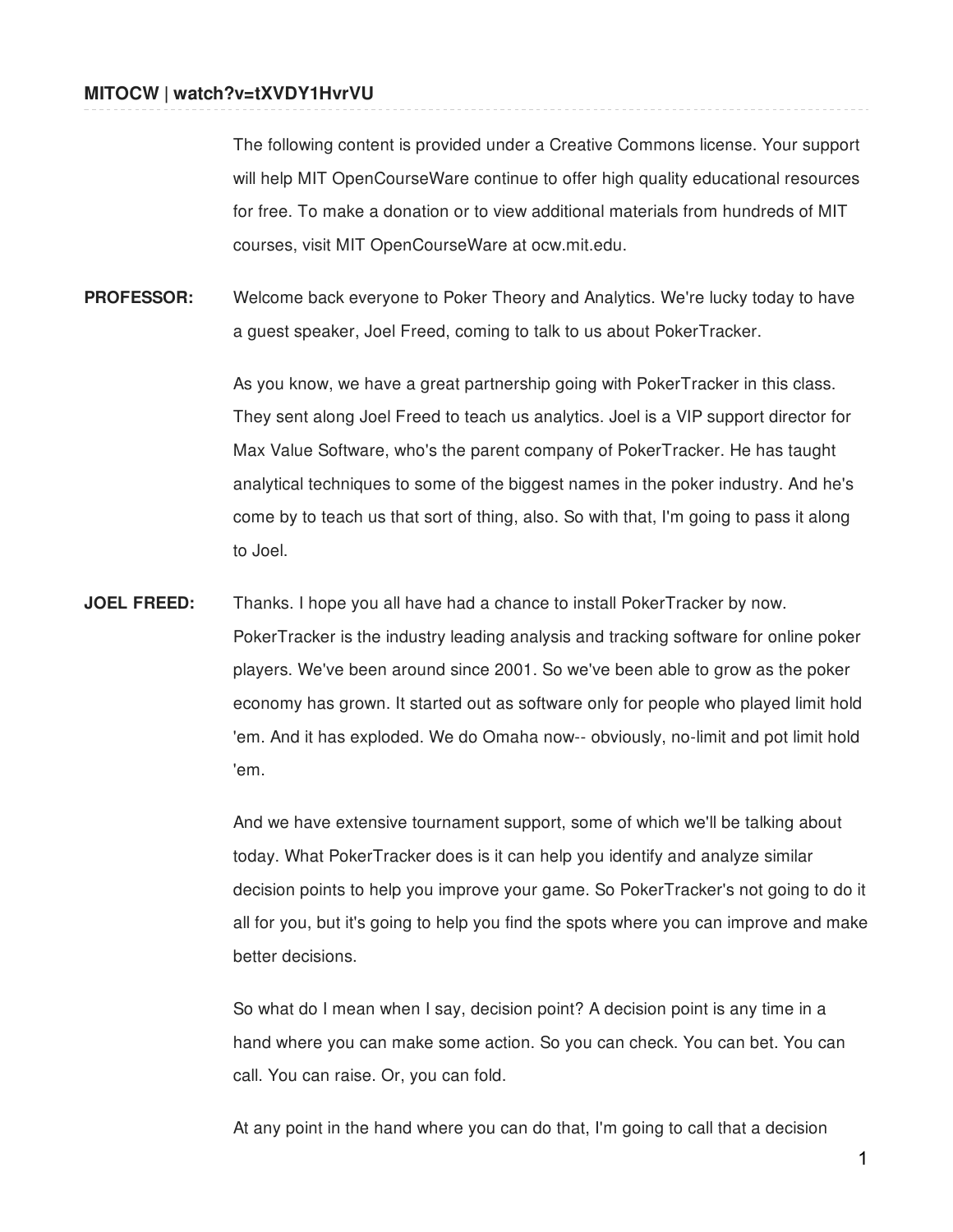The following content is provided under a Creative Commons license. Your support will help MIT OpenCourseWare continue to offer high quality educational resources for free. To make a donation or to view additional materials from hundreds of MIT courses, visit MIT OpenCourseWare at ocw.mit.edu.

**PROFESSOR:** Welcome back everyone to Poker Theory and Analytics. We're lucky today to have a guest speaker, Joel Freed, coming to talk to us about PokerTracker.

As you know, we have a great partnership going with PokerTracker in this class. They sent along Joel Freed to teach us analytics. Joel is a VIP support director for Max Value Software, who's the parent company of PokerTracker. He has taught analytical techniques to some of the biggest names in the poker industry. And he's come by to teach us that sort of thing, also. So with that, I'm going to pass it along to Joel.

**JOEL FREED:** Thanks. I hope you all have had a chance to install PokerTracker by now. PokerTracker is the industry leading analysis and tracking software for online poker players. We've been around since 2001. So we've been able to grow as the poker economy has grown. It started out as software only for people who played limit hold 'em. And it has exploded. We do Omaha now-- obviously, no-limit and pot limit hold 'em.

And we have extensive tournament support, some of which we'll be talking about today. What PokerTracker does is it can help you identify and analyze similar decision points to help you improve your game. So PokerTracker's not going to do it all for you, but it's going to help you find the spots where you can improve and make better decisions.

So what do I mean when I say, decision point? A decision point is any time in a hand where you can make some action. So you can check. You can bet. You can call. You can raise. Or, you can fold.

At any point in the hand where you can do that, I'm going to call that a decision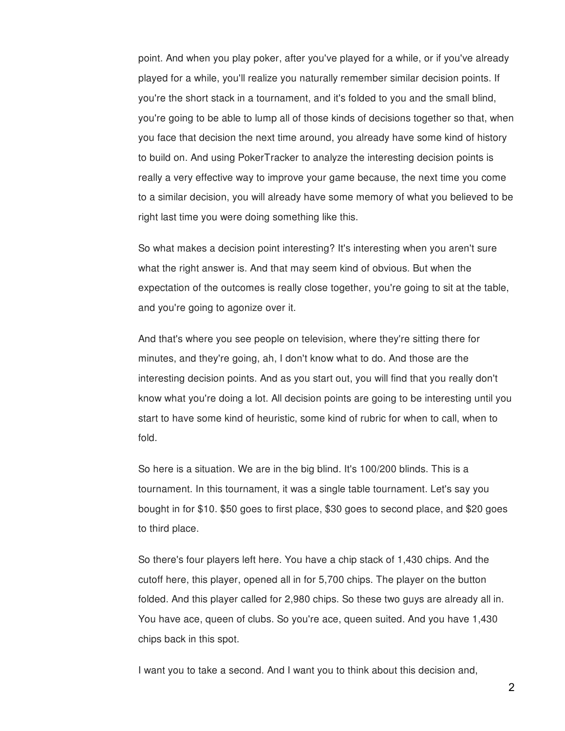point. And when you play poker, after you've played for a while, or if you've already played for a while, you'll realize you naturally remember similar decision points. If you're the short stack in a tournament, and it's folded to you and the small blind, you're going to be able to lump all of those kinds of decisions together so that, when you face that decision the next time around, you already have some kind of history to build on. And using PokerTracker to analyze the interesting decision points is really a very effective way to improve your game because, the next time you come to a similar decision, you will already have some memory of what you believed to be right last time you were doing something like this.

So what makes a decision point interesting? It's interesting when you aren't sure what the right answer is. And that may seem kind of obvious. But when the expectation of the outcomes is really close together, you're going to sit at the table, and you're going to agonize over it.

And that's where you see people on television, where they're sitting there for minutes, and they're going, ah, I don't know what to do. And those are the interesting decision points. And as you start out, you will find that you really don't know what you're doing a lot. All decision points are going to be interesting until you start to have some kind of heuristic, some kind of rubric for when to call, when to fold.

So here is a situation. We are in the big blind. It's 100/200 blinds. This is a tournament. In this tournament, it was a single table tournament. Let's say you bought in for $10. $50 goes to first place, $30 goes to second place, and $20 goes to third place.

So there's four players left here. You have a chip stack of 1,430 chips. And the cutoff here, this player, opened all in for 5,700 chips. The player on the button folded. And this player called for 2,980 chips. So these two guys are already all in. You have ace, queen of clubs. So you're ace, queen suited. And you have 1,430 chips back in this spot.

I want you to take a second. And I want you to think about this decision and,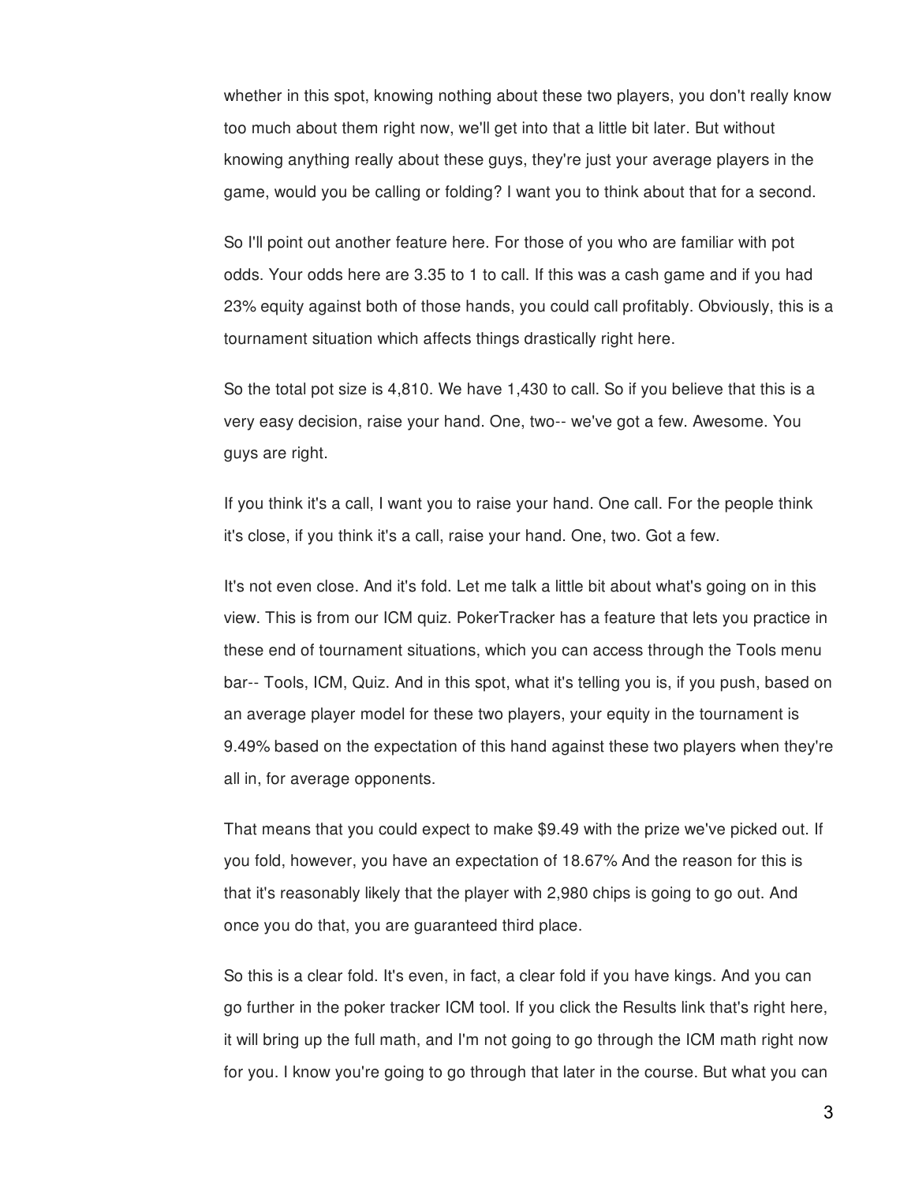whether in this spot, knowing nothing about these two players, you don't really know too much about them right now, we'll get into that a little bit later. But without knowing anything really about these guys, they're just your average players in the game, would you be calling or folding? I want you to think about that for a second.

So I'll point out another feature here. For those of you who are familiar with pot odds. Your odds here are 3.35 to 1 to call. If this was a cash game and if you had 23% equity against both of those hands, you could call profitably. Obviously, this is a tournament situation which affects things drastically right here.

So the total pot size is 4,810. We have 1,430 to call. So if you believe that this is a very easy decision, raise your hand. One, two-- we've got a few. Awesome. You guys are right.

If you think it's a call, I want you to raise your hand. One call. For the people think it's close, if you think it's a call, raise your hand. One, two. Got a few.

It's not even close. And it's fold. Let me talk a little bit about what's going on in this view. This is from our ICM quiz. PokerTracker has a feature that lets you practice in these end of tournament situations, which you can access through the Tools menu bar-- Tools, ICM, Quiz. And in this spot, what it's telling you is, if you push, based on an average player model for these two players, your equity in the tournament is 9.49% based on the expectation of this hand against these two players when they're all in, for average opponents.

That means that you could expect to make $9.49 with the prize we've picked out. If you fold, however, you have an expectation of 18.67% And the reason for this is that it's reasonably likely that the player with 2,980 chips is going to go out. And once you do that, you are guaranteed third place.

So this is a clear fold. It's even, in fact, a clear fold if you have kings. And you can go further in the poker tracker ICM tool. If you click the Results link that's right here, it will bring up the full math, and I'm not going to go through the ICM math right now for you. I know you're going to go through that later in the course. But what you can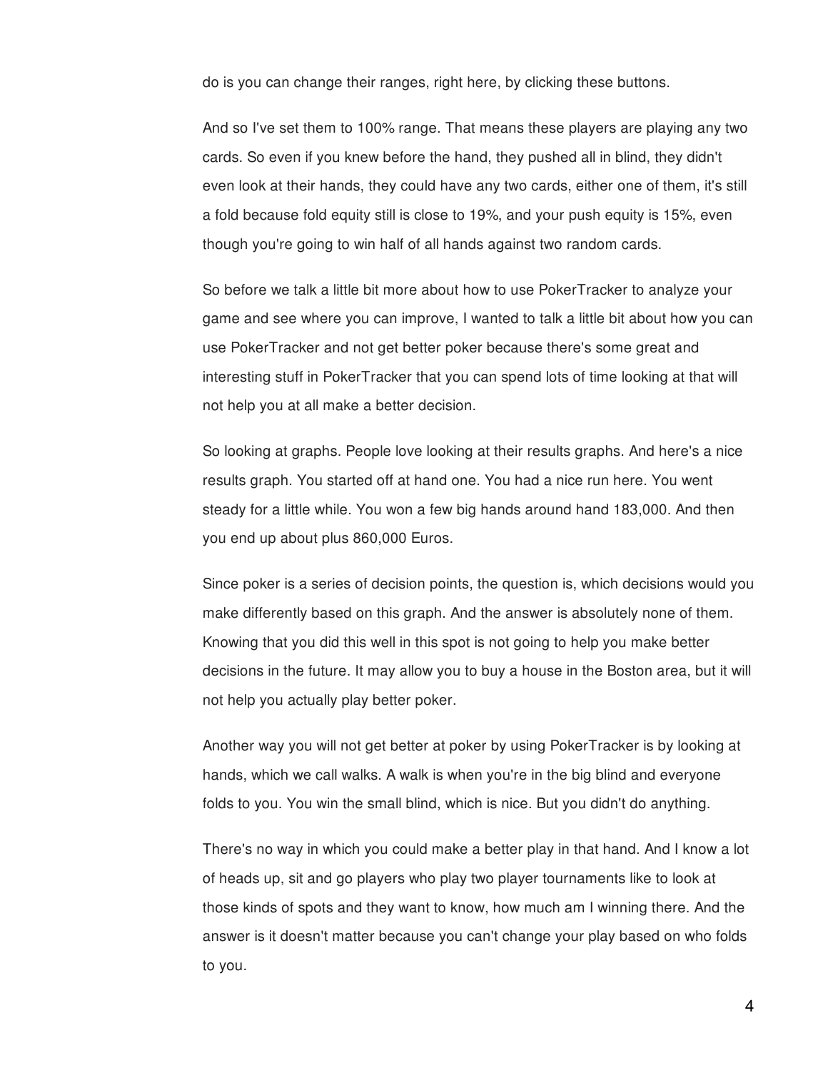do is you can change their ranges, right here, by clicking these buttons.

And so I've set them to 100% range. That means these players are playing any two cards. So even if you knew before the hand, they pushed all in blind, they didn't even look at their hands, they could have any two cards, either one of them, it's still a fold because fold equity still is close to 19%, and your push equity is 15%, even though you're going to win half of all hands against two random cards.

So before we talk a little bit more about how to use PokerTracker to analyze your game and see where you can improve, I wanted to talk a little bit about how you can use PokerTracker and not get better poker because there's some great and interesting stuff in PokerTracker that you can spend lots of time looking at that will not help you at all make a better decision.

So looking at graphs. People love looking at their results graphs. And here's a nice results graph. You started off at hand one. You had a nice run here. You went steady for a little while. You won a few big hands around hand 183,000. And then you end up about plus 860,000 Euros.

Since poker is a series of decision points, the question is, which decisions would you make differently based on this graph. And the answer is absolutely none of them. Knowing that you did this well in this spot is not going to help you make better decisions in the future. It may allow you to buy a house in the Boston area, but it will not help you actually play better poker.

Another way you will not get better at poker by using PokerTracker is by looking at hands, which we call walks. A walk is when you're in the big blind and everyone folds to you. You win the small blind, which is nice. But you didn't do anything.

There's no way in which you could make a better play in that hand. And I know a lot of heads up, sit and go players who play two player tournaments like to look at those kinds of spots and they want to know, how much am I winning there. And the answer is it doesn't matter because you can't change your play based on who folds to you.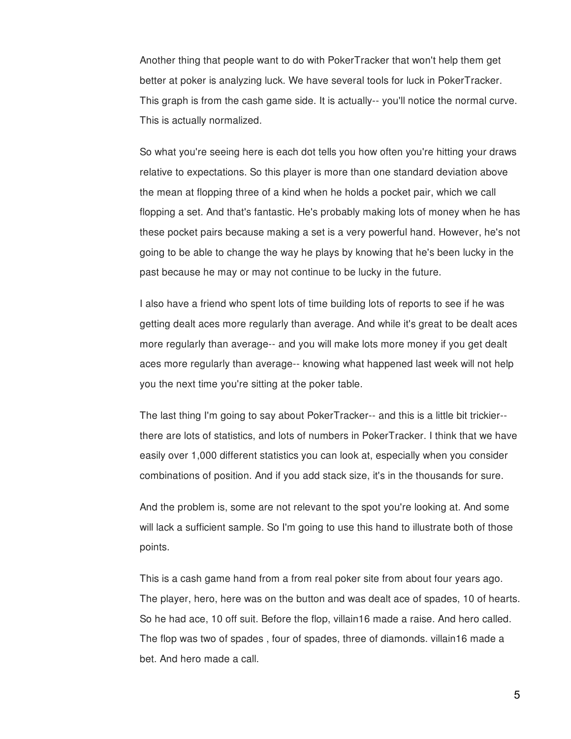Another thing that people want to do with PokerTracker that won't help them get better at poker is analyzing luck. We have several tools for luck in PokerTracker. This graph is from the cash game side. It is actually-- you'll notice the normal curve. This is actually normalized.

So what you're seeing here is each dot tells you how often you're hitting your draws relative to expectations. So this player is more than one standard deviation above the mean at flopping three of a kind when he holds a pocket pair, which we call flopping a set. And that's fantastic. He's probably making lots of money when he has these pocket pairs because making a set is a very powerful hand. However, he's not going to be able to change the way he plays by knowing that he's been lucky in the past because he may or may not continue to be lucky in the future.

I also have a friend who spent lots of time building lots of reports to see if he was getting dealt aces more regularly than average. And while it's great to be dealt aces more regularly than average-- and you will make lots more money if you get dealt aces more regularly than average-- knowing what happened last week will not help you the next time you're sitting at the poker table.

The last thing I'm going to say about PokerTracker-- and this is a little bit trickier-- there are lots of statistics, and lots of numbers in PokerTracker. I think that we have easily over 1,000 different statistics you can look at, especially when you consider combinations of position. And if you add stack size, it's in the thousands for sure.

And the problem is, some are not relevant to the spot you're looking at. And some will lack a sufficient sample. So I'm going to use this hand to illustrate both of those points.

This is a cash game hand from a from real poker site from about four years ago. The player, hero, here was on the button and was dealt ace of spades, 10 of hearts. So he had ace, 10 off suit. Before the flop, villain16 made a raise. And hero called. The flop was two of spades , four of spades, three of diamonds. villain16 made a bet. And hero made a call.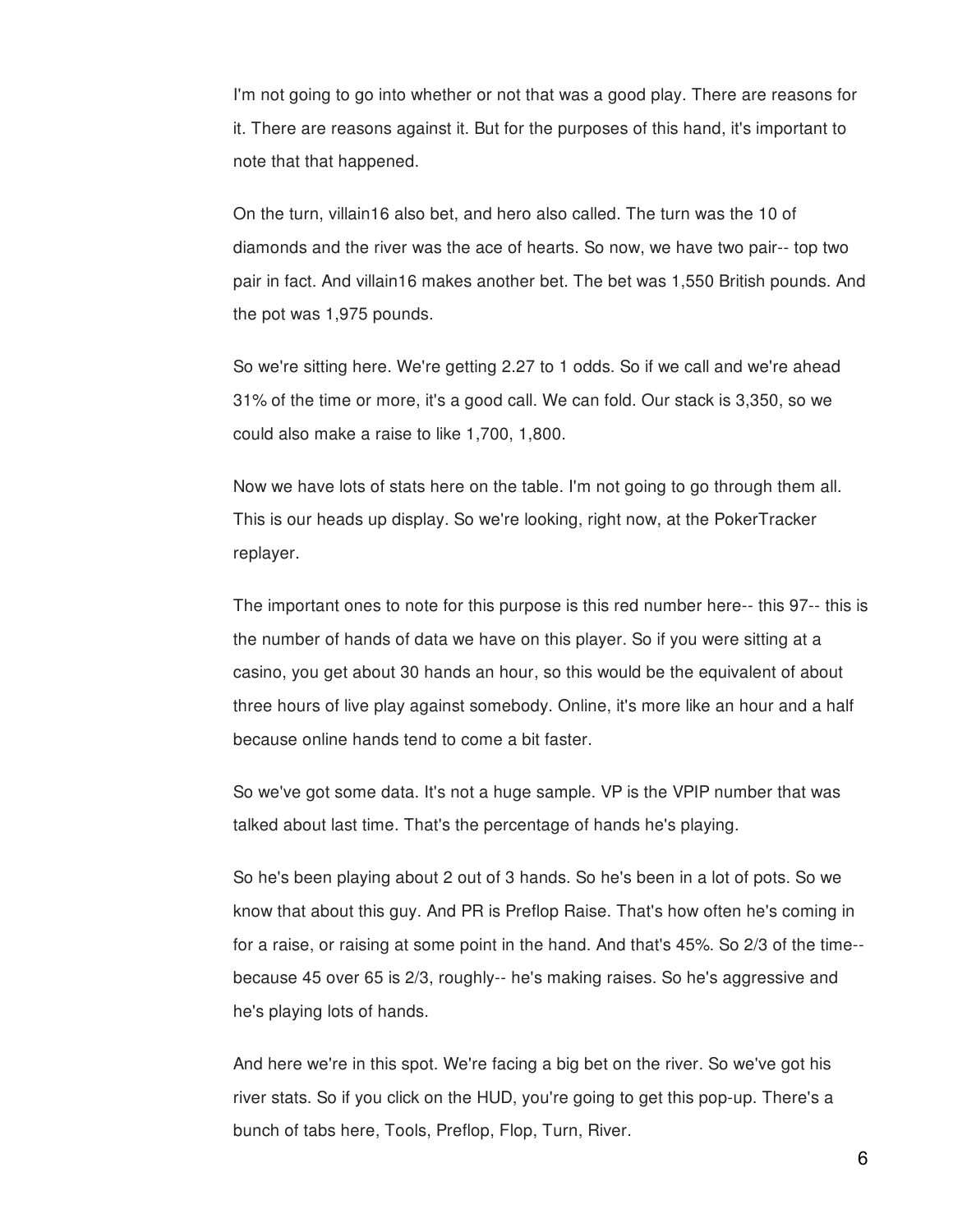I'm not going to go into whether or not that was a good play. There are reasons for it. There are reasons against it. But for the purposes of this hand, it's important to note that that happened.

On the turn, villain16 also bet, and hero also called. The turn was the 10 of diamonds and the river was the ace of hearts. So now, we have two pair-- top two pair in fact. And villain16 makes another bet. The bet was 1,550 British pounds. And the pot was 1,975 pounds.

So we're sitting here. We're getting 2.27 to 1 odds. So if we call and we're ahead 31% of the time or more, it's a good call. We can fold. Our stack is 3,350, so we could also make a raise to like 1,700, 1,800.

Now we have lots of stats here on the table. I'm not going to go through them all. This is our heads up display. So we're looking, right now, at the PokerTracker replayer.

The important ones to note for this purpose is this red number here-- this 97-- this is the number of hands of data we have on this player. So if you were sitting at a casino, you get about 30 hands an hour, so this would be the equivalent of about three hours of live play against somebody. Online, it's more like an hour and a half because online hands tend to come a bit faster.

So we've got some data. It's not a huge sample. VP is the VPIP number that was talked about last time. That's the percentage of hands he's playing.

So he's been playing about 2 out of 3 hands. So he's been in a lot of pots. So we know that about this guy. And PR is Preflop Raise. That's how often he's coming in for a raise, or raising at some point in the hand. And that's 45%. So 2/3 of the time-- because 45 over 65 is 2/3, roughly-- he's making raises. So he's aggressive and he's playing lots of hands.

And here we're in this spot. We're facing a big bet on the river. So we've got his river stats. So if you click on the HUD, you're going to get this pop-up. There's a bunch of tabs here, Tools, Preflop, Flop, Turn, River.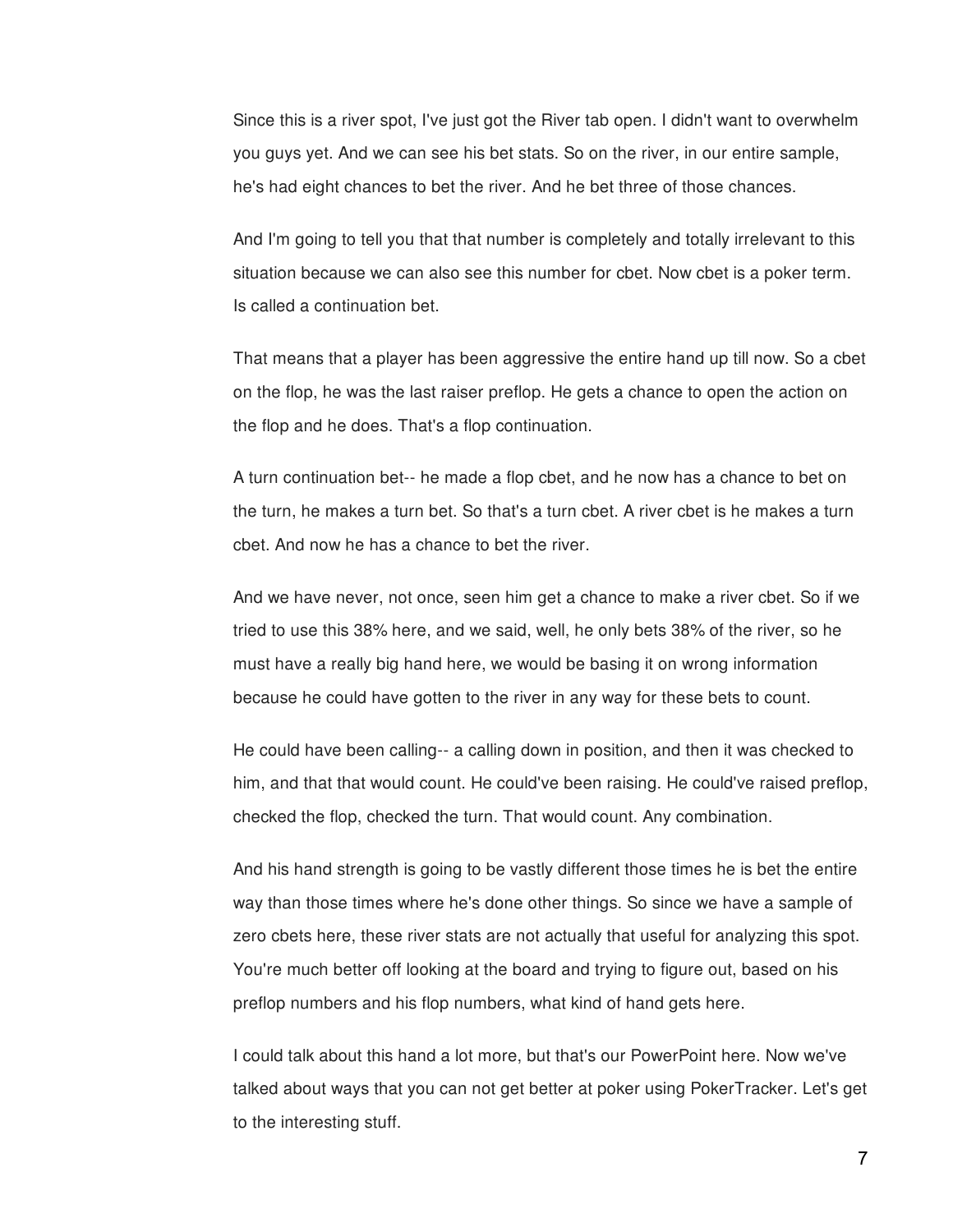Since this is a river spot, I've just got the River tab open. I didn't want to overwhelm you guys yet. And we can see his bet stats. So on the river, in our entire sample, he's had eight chances to bet the river. And he bet three of those chances.

And I'm going to tell you that that number is completely and totally irrelevant to this situation because we can also see this number for cbet. Now cbet is a poker term. Is called a continuation bet.

That means that a player has been aggressive the entire hand up till now. So a cbet on the flop, he was the last raiser preflop. He gets a chance to open the action on the flop and he does. That's a flop continuation.

A turn continuation bet-- he made a flop cbet, and he now has a chance to bet on the turn, he makes a turn bet. So that's a turn cbet. A river cbet is he makes a turn cbet. And now he has a chance to bet the river.

And we have never, not once, seen him get a chance to make a river cbet. So if we tried to use this 38% here, and we said, well, he only bets 38% of the river, so he must have a really big hand here, we would be basing it on wrong information because he could have gotten to the river in any way for these bets to count.

He could have been calling-- a calling down in position, and then it was checked to him, and that that would count. He could've been raising. He could've raised preflop, checked the flop, checked the turn. That would count. Any combination.

And his hand strength is going to be vastly different those times he is bet the entire way than those times where he's done other things. So since we have a sample of zero cbets here, these river stats are not actually that useful for analyzing this spot. You're much better off looking at the board and trying to figure out, based on his preflop numbers and his flop numbers, what kind of hand gets here.

I could talk about this hand a lot more, but that's our PowerPoint here. Now we've talked about ways that you can not get better at poker using PokerTracker. Let's get to the interesting stuff.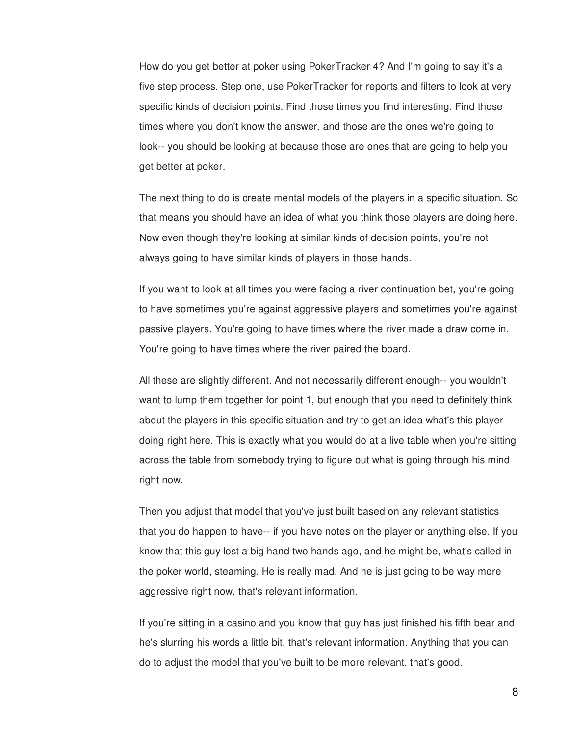How do you get better at poker using PokerTracker 4? And I'm going to say it's a five step process. Step one, use PokerTracker for reports and filters to look at very specific kinds of decision points. Find those times you find interesting. Find those times where you don't know the answer, and those are the ones we're going to look-- you should be looking at because those are ones that are going to help you get better at poker.

The next thing to do is create mental models of the players in a specific situation. So that means you should have an idea of what you think those players are doing here. Now even though they're looking at similar kinds of decision points, you're not always going to have similar kinds of players in those hands.

If you want to look at all times you were facing a river continuation bet, you're going to have sometimes you're against aggressive players and sometimes you're against passive players. You're going to have times where the river made a draw come in. You're going to have times where the river paired the board.

All these are slightly different. And not necessarily different enough-- you wouldn't want to lump them together for point 1, but enough that you need to definitely think about the players in this specific situation and try to get an idea what's this player doing right here. This is exactly what you would do at a live table when you're sitting across the table from somebody trying to figure out what is going through his mind right now.

Then you adjust that model that you've just built based on any relevant statistics that you do happen to have-- if you have notes on the player or anything else. If you know that this guy lost a big hand two hands ago, and he might be, what's called in the poker world, steaming. He is really mad. And he is just going to be way more aggressive right now, that's relevant information.

If you're sitting in a casino and you know that guy has just finished his fifth bear and he's slurring his words a little bit, that's relevant information. Anything that you can do to adjust the model that you've built to be more relevant, that's good.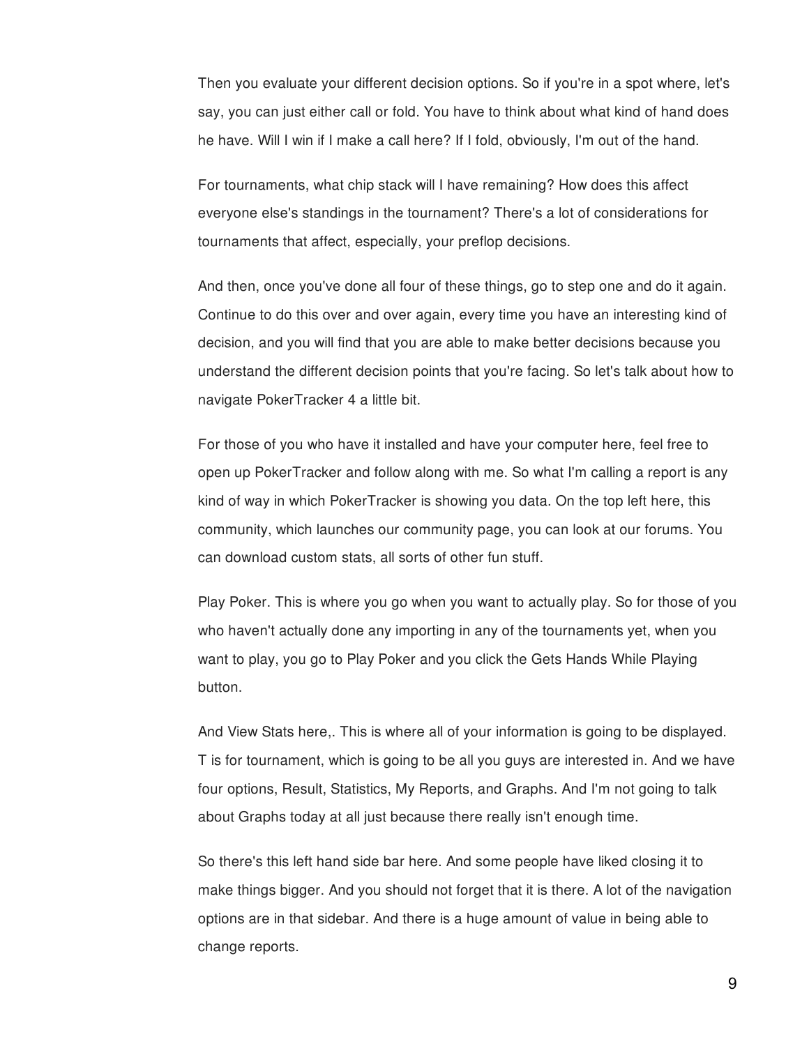Then you evaluate your different decision options. So if you're in a spot where, let's say, you can just either call or fold. You have to think about what kind of hand does he have. Will I win if I make a call here? If I fold, obviously, I'm out of the hand.

For tournaments, what chip stack will I have remaining? How does this affect everyone else's standings in the tournament? There's a lot of considerations for tournaments that affect, especially, your preflop decisions.

And then, once you've done all four of these things, go to step one and do it again. Continue to do this over and over again, every time you have an interesting kind of decision, and you will find that you are able to make better decisions because you understand the different decision points that you're facing. So let's talk about how to navigate PokerTracker 4 a little bit.

For those of you who have it installed and have your computer here, feel free to open up PokerTracker and follow along with me. So what I'm calling a report is any kind of way in which PokerTracker is showing you data. On the top left here, this community, which launches our community page, you can look at our forums. You can download custom stats, all sorts of other fun stuff.

Play Poker. This is where you go when you want to actually play. So for those of you who haven't actually done any importing in any of the tournaments yet, when you want to play, you go to Play Poker and you click the Gets Hands While Playing button.

And View Stats here,. This is where all of your information is going to be displayed. T is for tournament, which is going to be all you guys are interested in. And we have four options, Result, Statistics, My Reports, and Graphs. And I'm not going to talk about Graphs today at all just because there really isn't enough time.

So there's this left hand side bar here. And some people have liked closing it to make things bigger. And you should not forget that it is there. A lot of the navigation options are in that sidebar. And there is a huge amount of value in being able to change reports.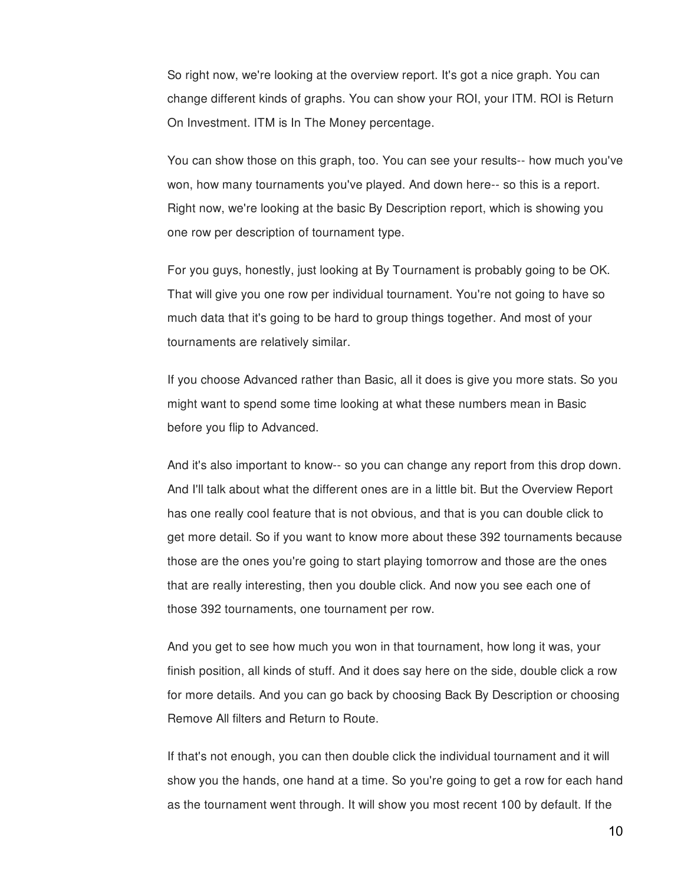So right now, we're looking at the overview report. It's got a nice graph. You can change different kinds of graphs. You can show your ROI, your ITM. ROI is Return On Investment. ITM is In The Money percentage.

You can show those on this graph, too. You can see your results-- how much you've won, how many tournaments you've played. And down here-- so this is a report. Right now, we're looking at the basic By Description report, which is showing you one row per description of tournament type.

For you guys, honestly, just looking at By Tournament is probably going to be OK. That will give you one row per individual tournament. You're not going to have so much data that it's going to be hard to group things together. And most of your tournaments are relatively similar.

If you choose Advanced rather than Basic, all it does is give you more stats. So you might want to spend some time looking at what these numbers mean in Basic before you flip to Advanced.

And it's also important to know-- so you can change any report from this drop down. And I'll talk about what the different ones are in a little bit. But the Overview Report has one really cool feature that is not obvious, and that is you can double click to get more detail. So if you want to know more about these 392 tournaments because those are the ones you're going to start playing tomorrow and those are the ones that are really interesting, then you double click. And now you see each one of those 392 tournaments, one tournament per row.

And you get to see how much you won in that tournament, how long it was, your finish position, all kinds of stuff. And it does say here on the side, double click a row for more details. And you can go back by choosing Back By Description or choosing Remove All filters and Return to Route.

If that's not enough, you can then double click the individual tournament and it will show you the hands, one hand at a time. So you're going to get a row for each hand as the tournament went through. It will show you most recent 100 by default. If the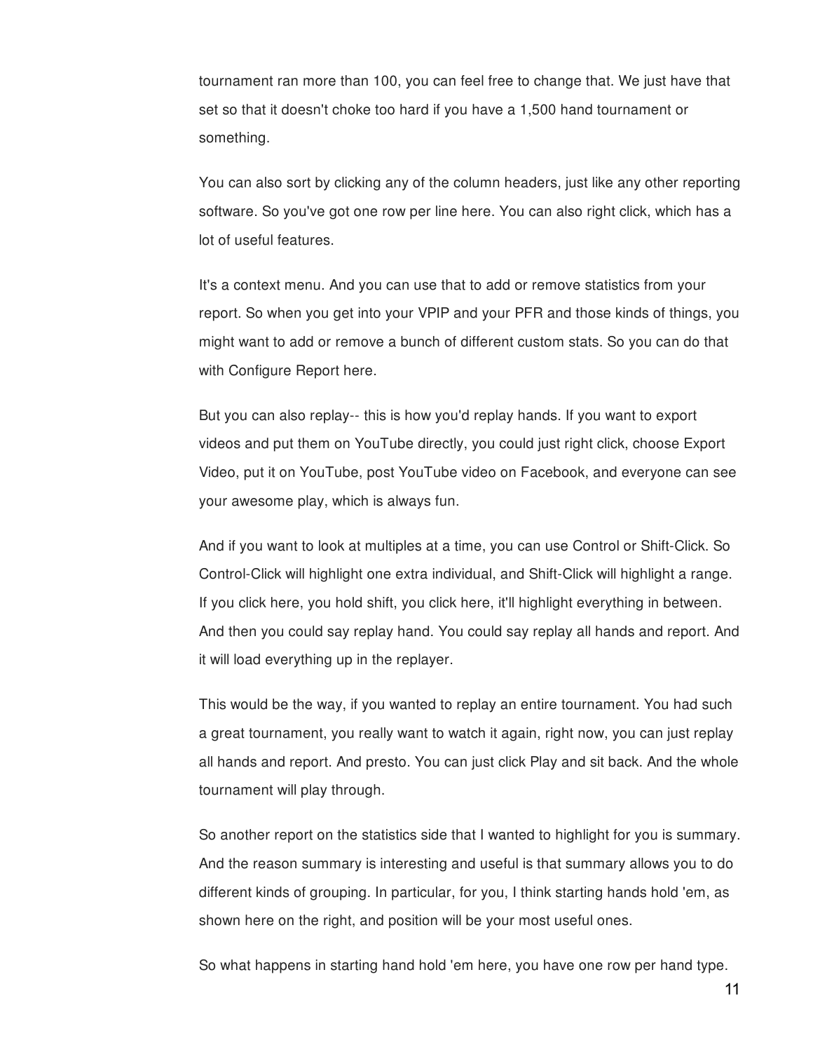tournament ran more than 100, you can feel free to change that. We just have that set so that it doesn't choke too hard if you have a 1,500 hand tournament or something.

You can also sort by clicking any of the column headers, just like any other reporting software. So you've got one row per line here. You can also right click, which has a lot of useful features.

It's a context menu. And you can use that to add or remove statistics from your report. So when you get into your VPIP and your PFR and those kinds of things, you might want to add or remove a bunch of different custom stats. So you can do that with Configure Report here.

But you can also replay-- this is how you'd replay hands. If you want to export videos and put them on YouTube directly, you could just right click, choose Export Video, put it on YouTube, post YouTube video on Facebook, and everyone can see your awesome play, which is always fun.

And if you want to look at multiples at a time, you can use Control or Shift-Click. So Control-Click will highlight one extra individual, and Shift-Click will highlight a range. If you click here, you hold shift, you click here, it'll highlight everything in between. And then you could say replay hand. You could say replay all hands and report. And it will load everything up in the replayer.

This would be the way, if you wanted to replay an entire tournament. You had such a great tournament, you really want to watch it again, right now, you can just replay all hands and report. And presto. You can just click Play and sit back. And the whole tournament will play through.

So another report on the statistics side that I wanted to highlight for you is summary. And the reason summary is interesting and useful is that summary allows you to do different kinds of grouping. In particular, for you, I think starting hands hold 'em, as shown here on the right, and position will be your most useful ones.

So what happens in starting hand hold 'em here, you have one row per hand type.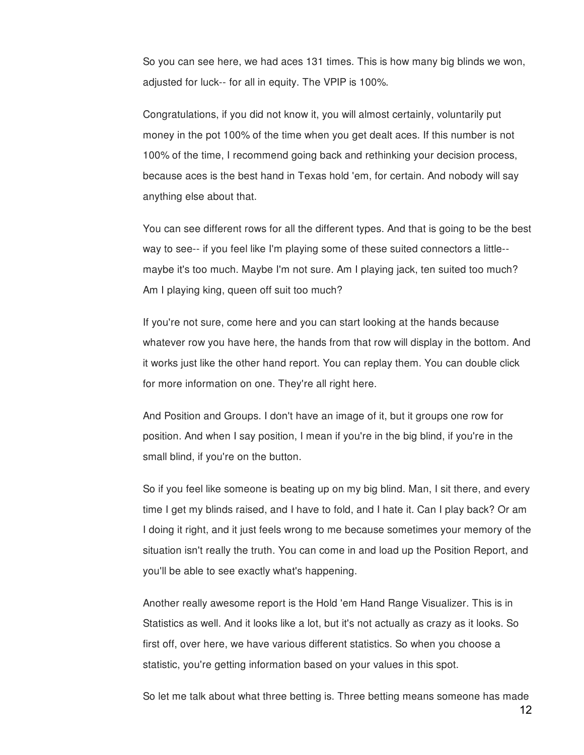So you can see here, we had aces 131 times. This is how many big blinds we won, adjusted for luck-- for all in equity. The VPIP is 100%.

Congratulations, if you did not know it, you will almost certainly, voluntarily put money in the pot 100% of the time when you get dealt aces. If this number is not 100% of the time, I recommend going back and rethinking your decision process, because aces is the best hand in Texas hold 'em, for certain. And nobody will say anything else about that.

You can see different rows for all the different types. And that is going to be the best way to see-- if you feel like I'm playing some of these suited connectors a little-- maybe it's too much. Maybe I'm not sure. Am I playing jack, ten suited too much? Am I playing king, queen off suit too much?

If you're not sure, come here and you can start looking at the hands because whatever row you have here, the hands from that row will display in the bottom. And it works just like the other hand report. You can replay them. You can double click for more information on one. They're all right here.

And Position and Groups. I don't have an image of it, but it groups one row for position. And when I say position, I mean if you're in the big blind, if you're in the small blind, if you're on the button.

So if you feel like someone is beating up on my big blind. Man, I sit there, and every time I get my blinds raised, and I have to fold, and I hate it. Can I play back? Or am I doing it right, and it just feels wrong to me because sometimes your memory of the situation isn't really the truth. You can come in and load up the Position Report, and you'll be able to see exactly what's happening.

Another really awesome report is the Hold 'em Hand Range Visualizer. This is in Statistics as well. And it looks like a lot, but it's not actually as crazy as it looks. So first off, over here, we have various different statistics. So when you choose a statistic, you're getting information based on your values in this spot.

So let me talk about what three betting is. Three betting means someone has made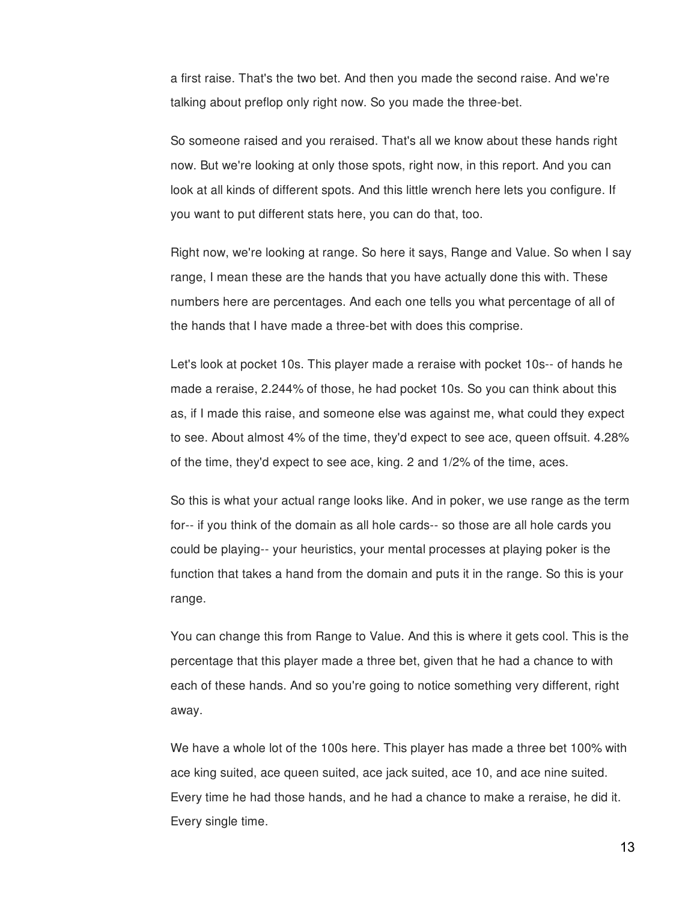a first raise. That's the two bet. And then you made the second raise. And we're talking about preflop only right now. So you made the three-bet.

So someone raised and you reraised. That's all we know about these hands right now. But we're looking at only those spots, right now, in this report. And you can look at all kinds of different spots. And this little wrench here lets you configure. If you want to put different stats here, you can do that, too.

Right now, we're looking at range. So here it says, Range and Value. So when I say range, I mean these are the hands that you have actually done this with. These numbers here are percentages. And each one tells you what percentage of all of the hands that I have made a three-bet with does this comprise.

Let's look at pocket 10s. This player made a reraise with pocket 10s-- of hands he made a reraise, 2.244% of those, he had pocket 10s. So you can think about this as, if I made this raise, and someone else was against me, what could they expect to see. About almost 4% of the time, they'd expect to see ace, queen offsuit. 4.28% of the time, they'd expect to see ace, king. 2 and 1/2% of the time, aces.

So this is what your actual range looks like. And in poker, we use range as the term for-- if you think of the domain as all hole cards-- so those are all hole cards you could be playing-- your heuristics, your mental processes at playing poker is the function that takes a hand from the domain and puts it in the range. So this is your range.

You can change this from Range to Value. And this is where it gets cool. This is the percentage that this player made a three bet, given that he had a chance to with each of these hands. And so you're going to notice something very different, right away.

We have a whole lot of the 100s here. This player has made a three bet 100% with ace king suited, ace queen suited, ace jack suited, ace 10, and ace nine suited. Every time he had those hands, and he had a chance to make a reraise, he did it. Every single time.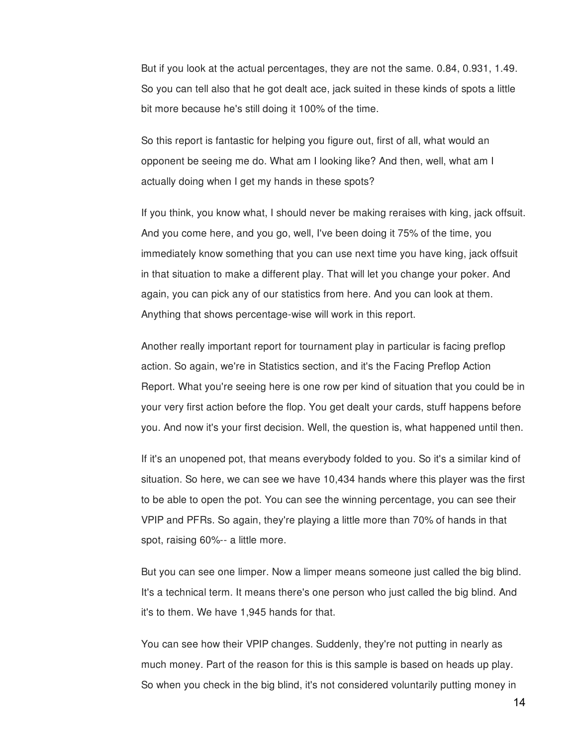But if you look at the actual percentages, they are not the same. 0.84, 0.931, 1.49. So you can tell also that he got dealt ace, jack suited in these kinds of spots a little bit more because he's still doing it 100% of the time.

So this report is fantastic for helping you figure out, first of all, what would an opponent be seeing me do. What am I looking like? And then, well, what am I actually doing when I get my hands in these spots?

If you think, you know what, I should never be making reraises with king, jack offsuit. And you come here, and you go, well, I've been doing it 75% of the time, you immediately know something that you can use next time you have king, jack offsuit in that situation to make a different play. That will let you change your poker. And again, you can pick any of our statistics from here. And you can look at them. Anything that shows percentage-wise will work in this report.

Another really important report for tournament play in particular is facing preflop action. So again, we're in Statistics section, and it's the Facing Preflop Action Report. What you're seeing here is one row per kind of situation that you could be in your very first action before the flop. You get dealt your cards, stuff happens before you. And now it's your first decision. Well, the question is, what happened until then.

If it's an unopened pot, that means everybody folded to you. So it's a similar kind of situation. So here, we can see we have 10,434 hands where this player was the first to be able to open the pot. You can see the winning percentage, you can see their VPIP and PFRs. So again, they're playing a little more than 70% of hands in that spot, raising 60%-- a little more.

But you can see one limper. Now a limper means someone just called the big blind. It's a technical term. It means there's one person who just called the big blind. And it's to them. We have 1,945 hands for that.

You can see how their VPIP changes. Suddenly, they're not putting in nearly as much money. Part of the reason for this is this sample is based on heads up play. So when you check in the big blind, it's not considered voluntarily putting money in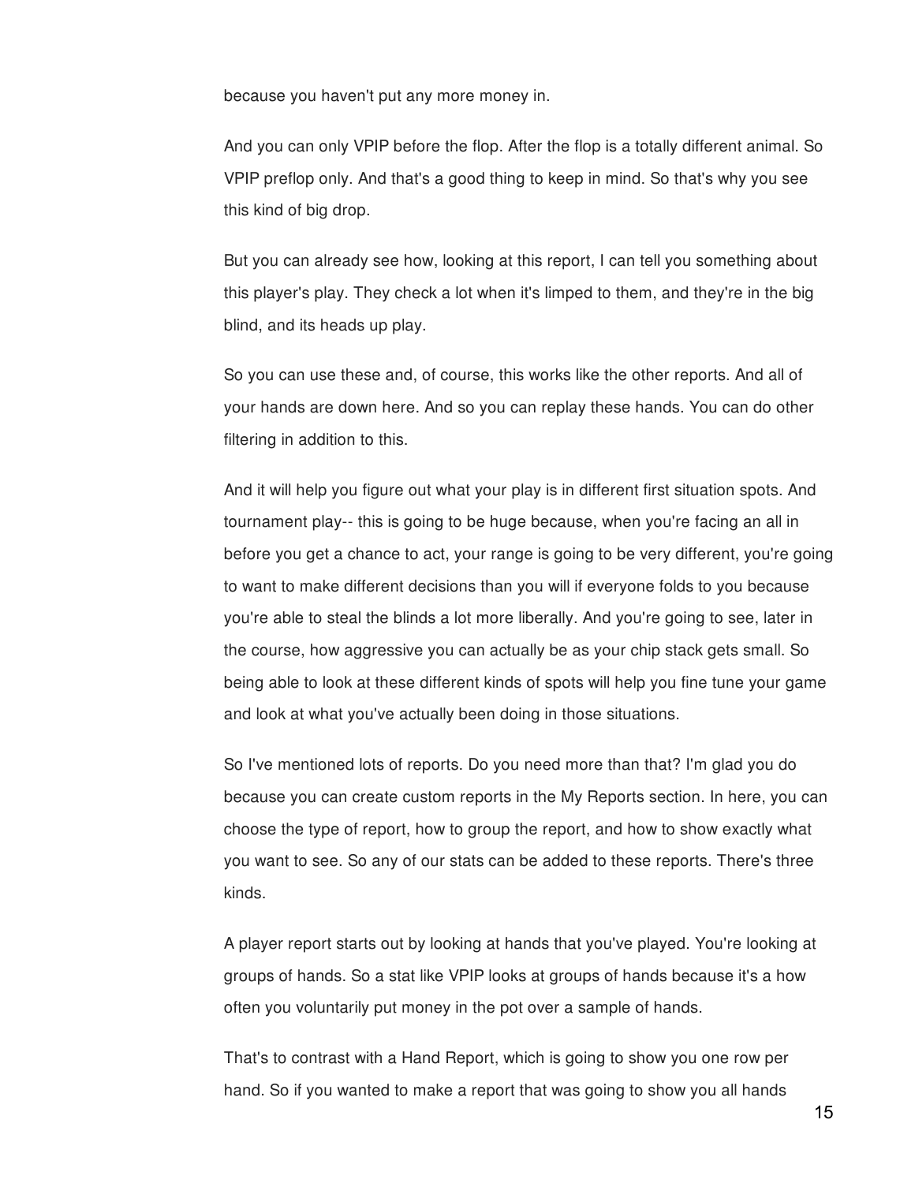because you haven't put any more money in.

And you can only VPIP before the flop. After the flop is a totally different animal. So VPIP preflop only. And that's a good thing to keep in mind. So that's why you see this kind of big drop.

But you can already see how, looking at this report, I can tell you something about this player's play. They check a lot when it's limped to them, and they're in the big blind, and its heads up play.

So you can use these and, of course, this works like the other reports. And all of your hands are down here. And so you can replay these hands. You can do other filtering in addition to this.

And it will help you figure out what your play is in different first situation spots. And tournament play-- this is going to be huge because, when you're facing an all in before you get a chance to act, your range is going to be very different, you're going to want to make different decisions than you will if everyone folds to you because you're able to steal the blinds a lot more liberally. And you're going to see, later in the course, how aggressive you can actually be as your chip stack gets small. So being able to look at these different kinds of spots will help you fine tune your game and look at what you've actually been doing in those situations.

So I've mentioned lots of reports. Do you need more than that? I'm glad you do because you can create custom reports in the My Reports section. In here, you can choose the type of report, how to group the report, and how to show exactly what you want to see. So any of our stats can be added to these reports. There's three kinds.

A player report starts out by looking at hands that you've played. You're looking at groups of hands. So a stat like VPIP looks at groups of hands because it's a how often you voluntarily put money in the pot over a sample of hands.

That's to contrast with a Hand Report, which is going to show you one row per hand. So if you wanted to make a report that was going to show you all hands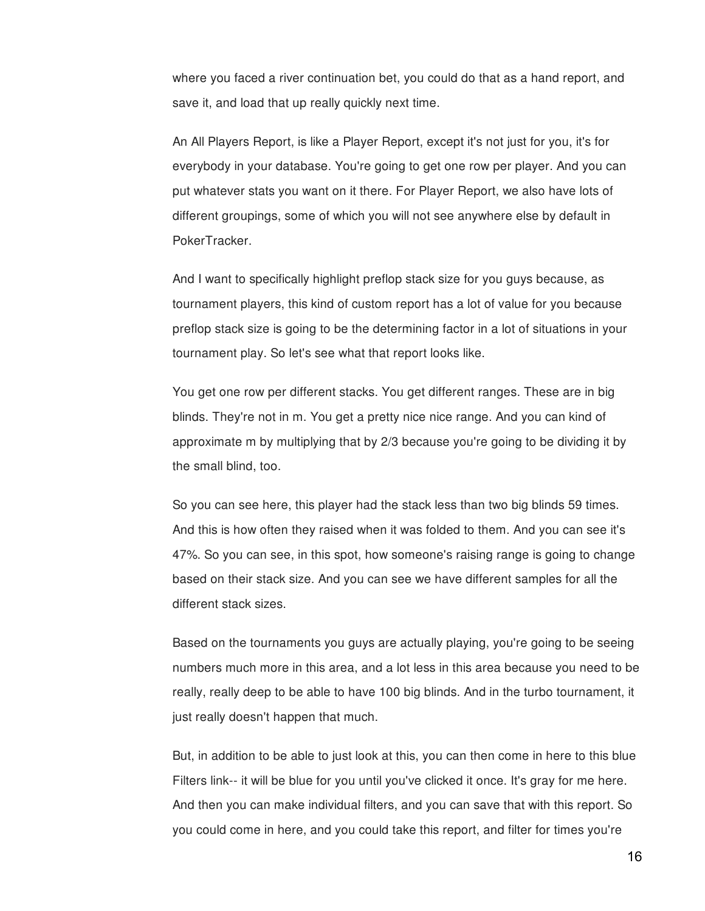where you faced a river continuation bet, you could do that as a hand report, and save it, and load that up really quickly next time.

An All Players Report, is like a Player Report, except it's not just for you, it's for everybody in your database. You're going to get one row per player. And you can put whatever stats you want on it there. For Player Report, we also have lots of different groupings, some of which you will not see anywhere else by default in PokerTracker.

And I want to specifically highlight preflop stack size for you guys because, as tournament players, this kind of custom report has a lot of value for you because preflop stack size is going to be the determining factor in a lot of situations in your tournament play. So let's see what that report looks like.

You get one row per different stacks. You get different ranges. These are in big blinds. They're not in m. You get a pretty nice nice range. And you can kind of approximate m by multiplying that by 2/3 because you're going to be dividing it by the small blind, too.

So you can see here, this player had the stack less than two big blinds 59 times. And this is how often they raised when it was folded to them. And you can see it's 47%. So you can see, in this spot, how someone's raising range is going to change based on their stack size. And you can see we have different samples for all the different stack sizes.

Based on the tournaments you guys are actually playing, you're going to be seeing numbers much more in this area, and a lot less in this area because you need to be really, really deep to be able to have 100 big blinds. And in the turbo tournament, it just really doesn't happen that much.

But, in addition to be able to just look at this, you can then come in here to this blue Filters link-- it will be blue for you until you've clicked it once. It's gray for me here. And then you can make individual filters, and you can save that with this report. So you could come in here, and you could take this report, and filter for times you're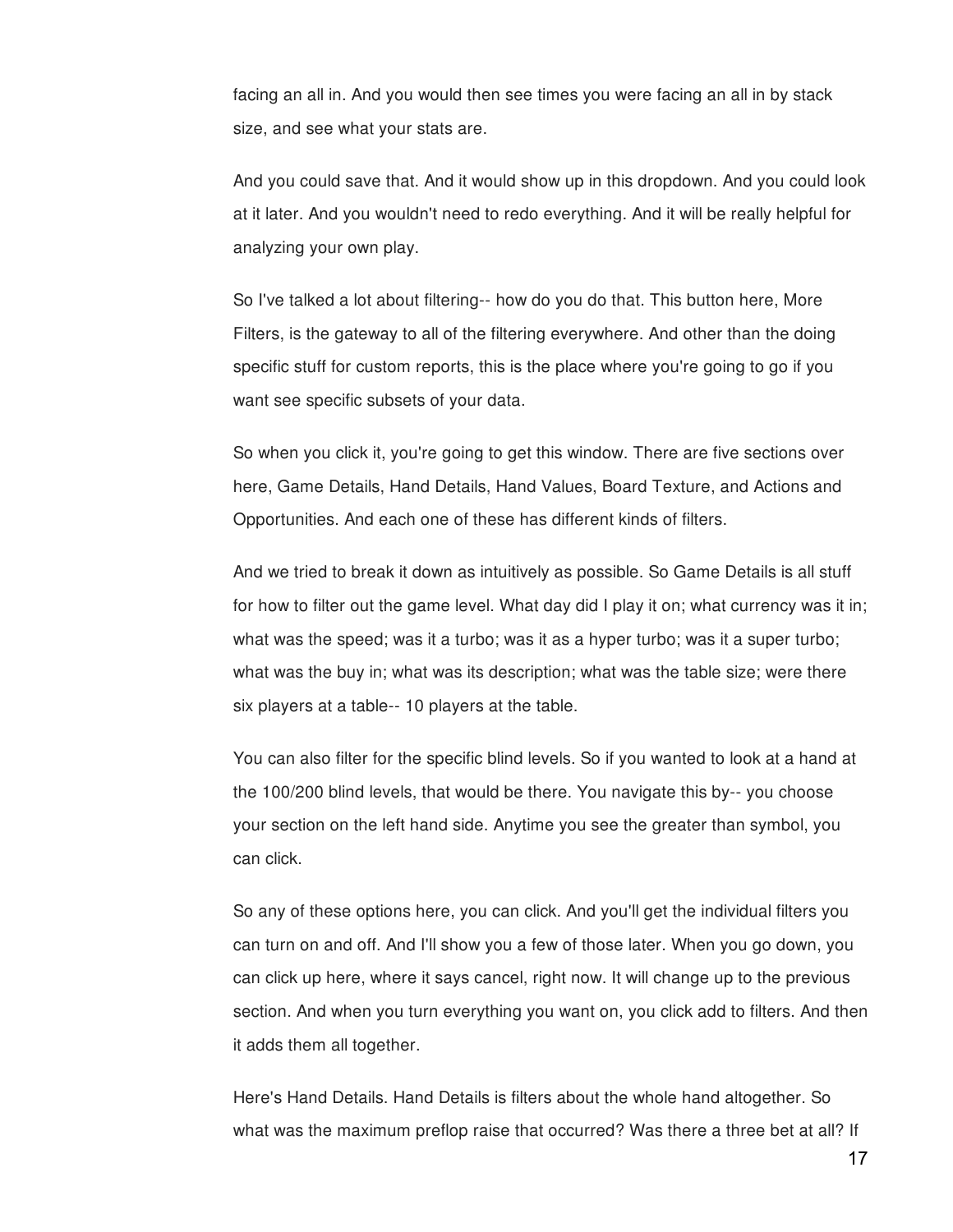facing an all in. And you would then see times you were facing an all in by stack size, and see what your stats are.

And you could save that. And it would show up in this dropdown. And you could look at it later. And you wouldn't need to redo everything. And it will be really helpful for analyzing your own play.

So I've talked a lot about filtering-- how do you do that. This button here, More Filters, is the gateway to all of the filtering everywhere. And other than the doing specific stuff for custom reports, this is the place where you're going to go if you want see specific subsets of your data.

So when you click it, you're going to get this window. There are five sections over here, Game Details, Hand Details, Hand Values, Board Texture, and Actions and Opportunities. And each one of these has different kinds of filters.

And we tried to break it down as intuitively as possible. So Game Details is all stuff for how to filter out the game level. What day did I play it on; what currency was it in; what was the speed; was it a turbo; was it as a hyper turbo; was it a super turbo; what was the buy in; what was its description; what was the table size; were there six players at a table-- 10 players at the table.

You can also filter for the specific blind levels. So if you wanted to look at a hand at the 100/200 blind levels, that would be there. You navigate this by-- you choose your section on the left hand side. Anytime you see the greater than symbol, you can click.

So any of these options here, you can click. And you'll get the individual filters you can turn on and off. And I'll show you a few of those later. When you go down, you can click up here, where it says cancel, right now. It will change up to the previous section. And when you turn everything you want on, you click add to filters. And then it adds them all together.

Here's Hand Details. Hand Details is filters about the whole hand altogether. So what was the maximum preflop raise that occurred? Was there a three bet at all? If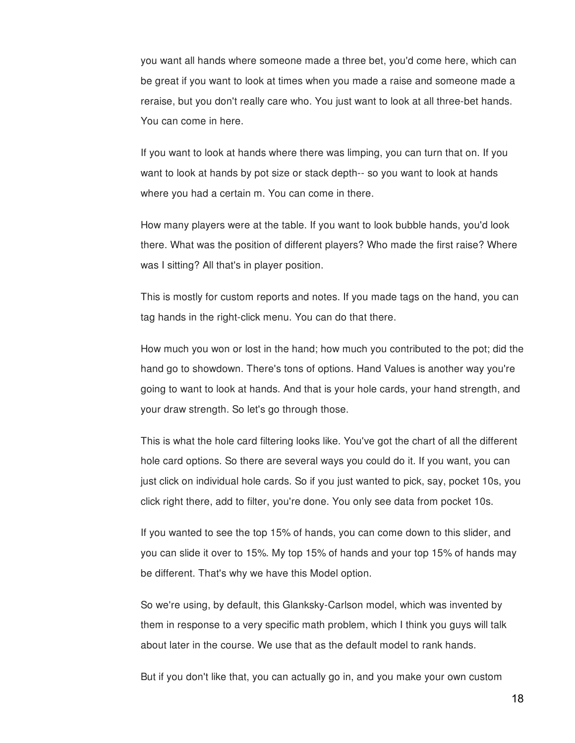you want all hands where someone made a three bet, you'd come here, which can be great if you want to look at times when you made a raise and someone made a reraise, but you don't really care who. You just want to look at all three-bet hands. You can come in here.

If you want to look at hands where there was limping, you can turn that on. If you want to look at hands by pot size or stack depth-- so you want to look at hands where you had a certain m. You can come in there.

How many players were at the table. If you want to look bubble hands, you'd look there. What was the position of different players? Who made the first raise? Where was I sitting? All that's in player position.

This is mostly for custom reports and notes. If you made tags on the hand, you can tag hands in the right-click menu. You can do that there.

How much you won or lost in the hand; how much you contributed to the pot; did the hand go to showdown. There's tons of options. Hand Values is another way you're going to want to look at hands. And that is your hole cards, your hand strength, and your draw strength. So let's go through those.

This is what the hole card filtering looks like. You've got the chart of all the different hole card options. So there are several ways you could do it. If you want, you can just click on individual hole cards. So if you just wanted to pick, say, pocket 10s, you click right there, add to filter, you're done. You only see data from pocket 10s.

If you wanted to see the top 15% of hands, you can come down to this slider, and you can slide it over to 15%. My top 15% of hands and your top 15% of hands may be different. That's why we have this Model option.

So we're using, by default, this Glanksky-Carlson model, which was invented by them in response to a very specific math problem, which I think you guys will talk about later in the course. We use that as the default model to rank hands.

But if you don't like that, you can actually go in, and you make your own custom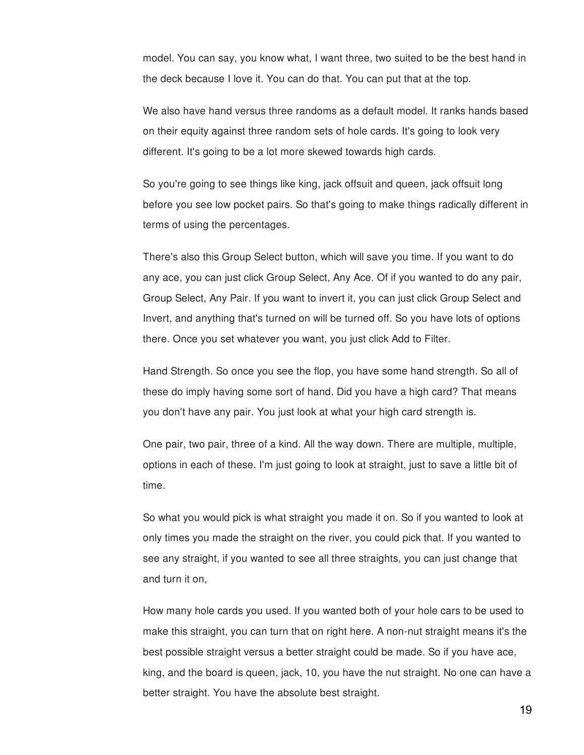model. You can say, you know what, I want three, two suited to be the best hand in the deck because I love it. You can do that. You can put that at the top.

We also have hand versus three randoms as a default model. It ranks hands based on their equity against three random sets of hole cards. It's going to look very different. It's going to be a lot more skewed towards high cards.

So you're going to see things like king, jack offsuit and queen, jack offsuit long before you see low pocket pairs. So that's going to make things radically different in terms of using the percentages.

There's also this Group Select button, which will save you time. If you want to do any ace, you can just click Group Select, Any Ace. Of if you wanted to do any pair, Group Select, Any Pair. If you want to invert it, you can just click Group Select and Invert, and anything that's turned on will be turned off. So you have lots of options there. Once you set whatever you want, you just click Add to Filter.

Hand Strength. So once you see the flop, you have some hand strength. So all of these do imply having some sort of hand. Did you have a high card? That means you don't have any pair. You just look at what your high card strength is.

One pair, two pair, three of a kind. All the way down. There are multiple, multiple, options in each of these. I'm just going to look at straight, just to save a little bit of time.

So what you would pick is what straight you made it on. So if you wanted to look at only times you made the straight on the river, you could pick that. If you wanted to see any straight, if you wanted to see all three straights, you can just change that and turn it on,

How many hole cards you used. If you wanted both of your hole cars to be used to make this straight, you can turn that on right here. A non-nut straight means it's the best possible straight versus a better straight could be made. So if you have ace, king, and the board is queen, jack, 10, you have the nut straight. No one can have a better straight. You have the absolute best straight.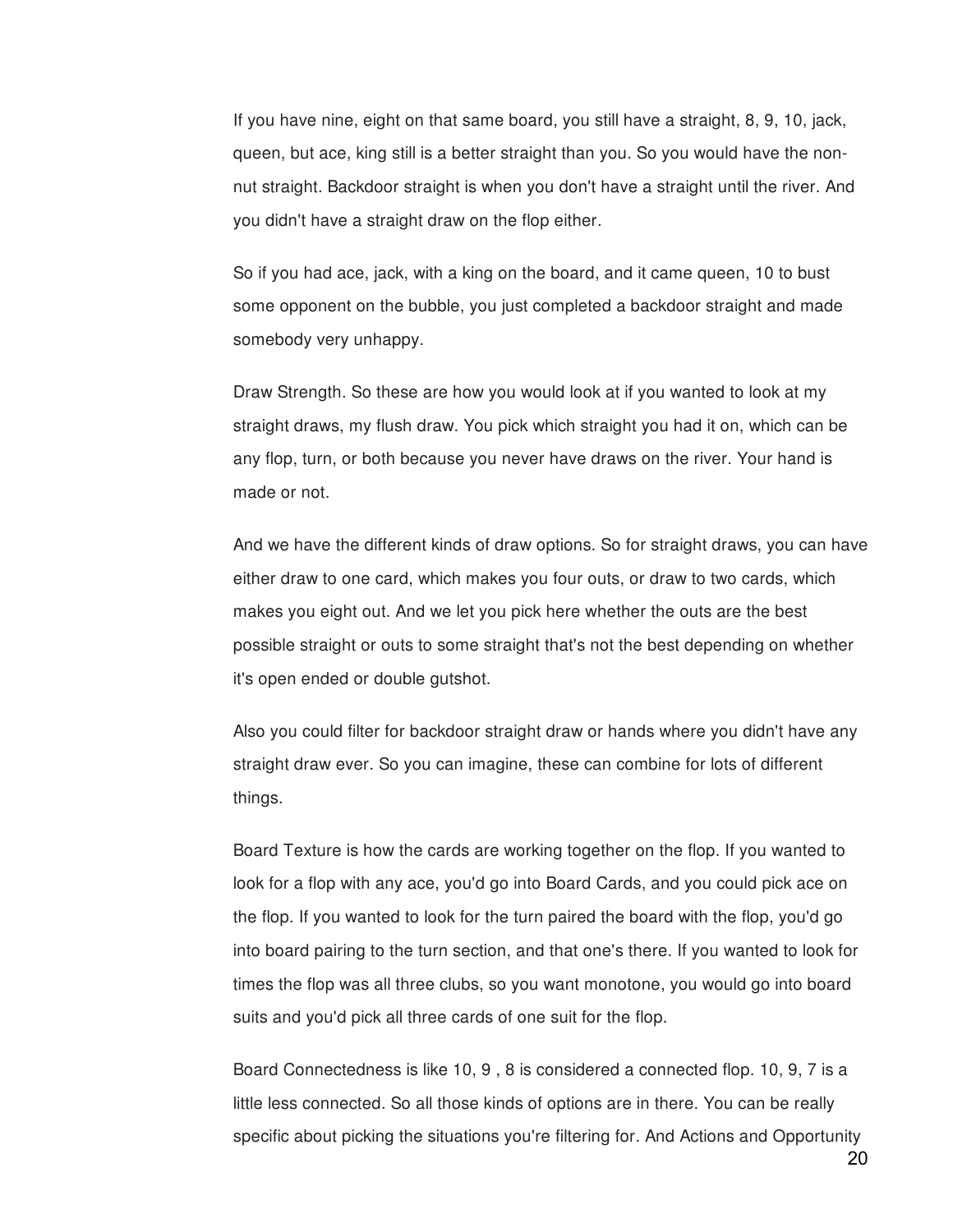If you have nine, eight on that same board, you still have a straight, 8, 9, 10, jack, queen, but ace, king still is a better straight than you. So you would have the non-nut straight. Backdoor straight is when you don't have a straight until the river. And you didn't have a straight draw on the flop either.

So if you had ace, jack, with a king on the board, and it came queen, 10 to bust some opponent on the bubble, you just completed a backdoor straight and made somebody very unhappy.

Draw Strength. So these are how you would look at if you wanted to look at my straight draws, my flush draw. You pick which straight you had it on, which can be any flop, turn, or both because you never have draws on the river. Your hand is made or not.

And we have the different kinds of draw options. So for straight draws, you can have either draw to one card, which makes you four outs, or draw to two cards, which makes you eight out. And we let you pick here whether the outs are the best possible straight or outs to some straight that's not the best depending on whether it's open ended or double gutshot.

Also you could filter for backdoor straight draw or hands where you didn't have any straight draw ever. So you can imagine, these can combine for lots of different things.

Board Texture is how the cards are working together on the flop. If you wanted to look for a flop with any ace, you'd go into Board Cards, and you could pick ace on the flop. If you wanted to look for the turn paired the board with the flop, you'd go into board pairing to the turn section, and that one's there. If you wanted to look for times the flop was all three clubs, so you want monotone, you would go into board suits and you'd pick all three cards of one suit for the flop.

Board Connectedness is like 10, 9 , 8 is considered a connected flop. 10, 9, 7 is a little less connected. So all those kinds of options are in there. You can be really specific about picking the situations you're filtering for. And Actions and Opportunity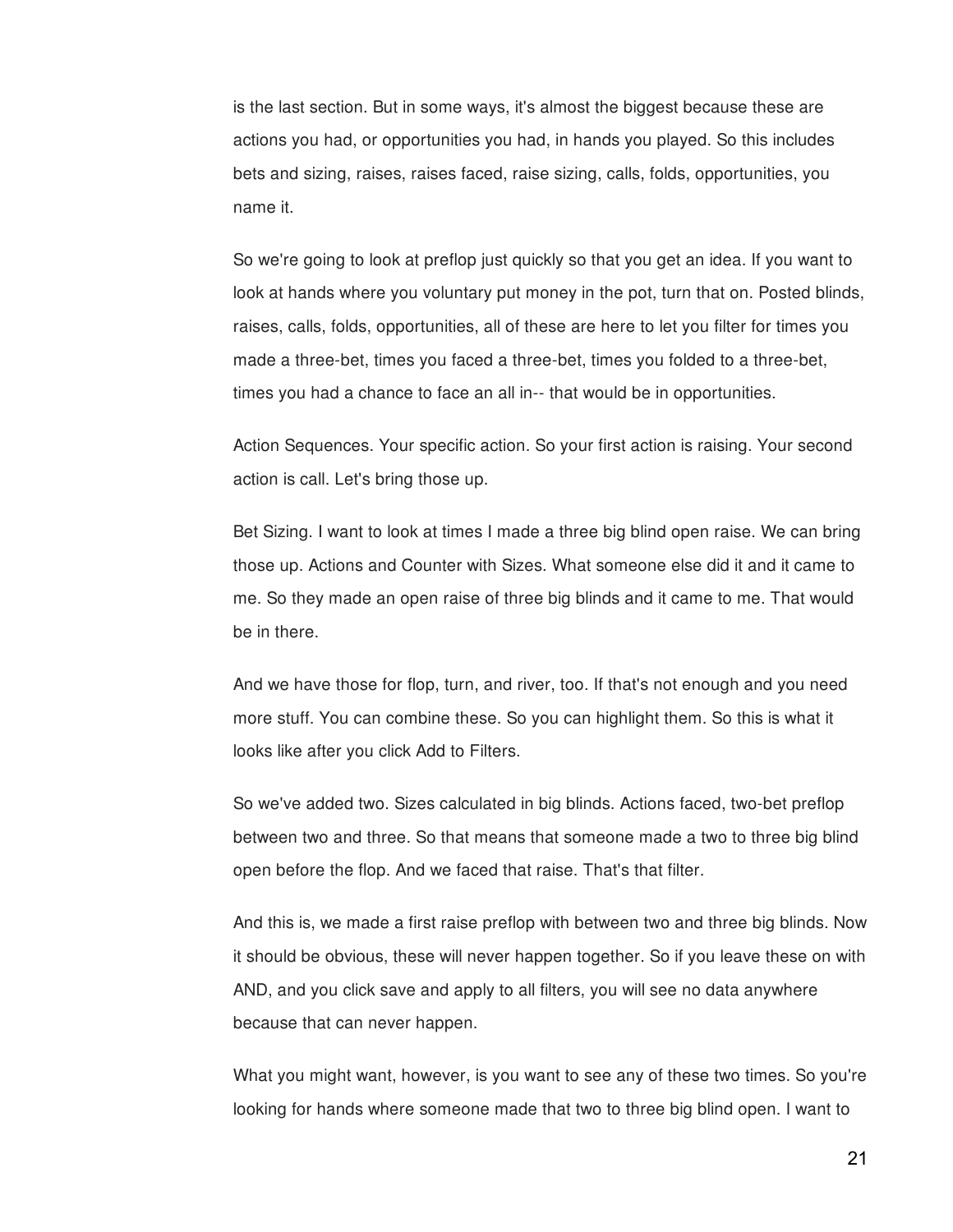is the last section. But in some ways, it's almost the biggest because these are actions you had, or opportunities you had, in hands you played. So this includes bets and sizing, raises, raises faced, raise sizing, calls, folds, opportunities, you name it.

So we're going to look at preflop just quickly so that you get an idea. If you want to look at hands where you voluntary put money in the pot, turn that on. Posted blinds, raises, calls, folds, opportunities, all of these are here to let you filter for times you made a three-bet, times you faced a three-bet, times you folded to a three-bet, times you had a chance to face an all in-- that would be in opportunities.

Action Sequences. Your specific action. So your first action is raising. Your second action is call. Let's bring those up.

Bet Sizing. I want to look at times I made a three big blind open raise. We can bring those up. Actions and Counter with Sizes. What someone else did it and it came to me. So they made an open raise of three big blinds and it came to me. That would be in there.

And we have those for flop, turn, and river, too. If that's not enough and you need more stuff. You can combine these. So you can highlight them. So this is what it looks like after you click Add to Filters.

So we've added two. Sizes calculated in big blinds. Actions faced, two-bet preflop between two and three. So that means that someone made a two to three big blind open before the flop. And we faced that raise. That's that filter.

And this is, we made a first raise preflop with between two and three big blinds. Now it should be obvious, these will never happen together. So if you leave these on with AND, and you click save and apply to all filters, you will see no data anywhere because that can never happen.

What you might want, however, is you want to see any of these two times. So you're looking for hands where someone made that two to three big blind open. I want to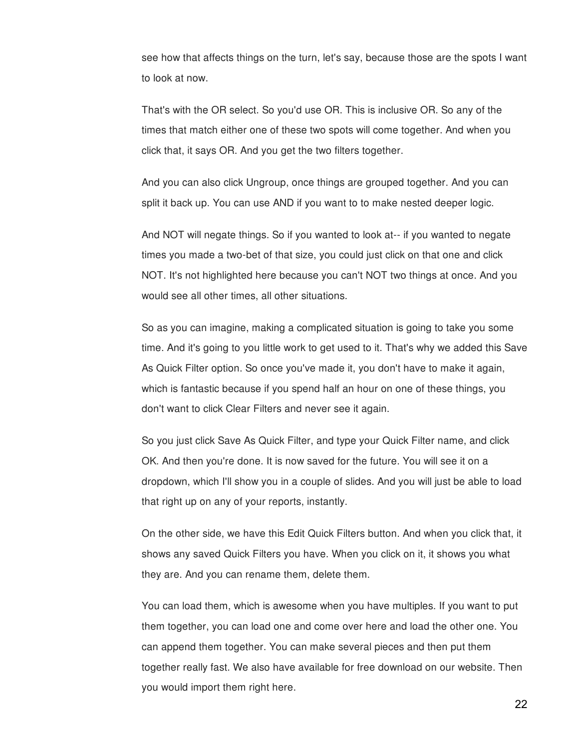see how that affects things on the turn, let's say, because those are the spots I want to look at now.

That's with the OR select. So you'd use OR. This is inclusive OR. So any of the times that match either one of these two spots will come together. And when you click that, it says OR. And you get the two filters together.

And you can also click Ungroup, once things are grouped together. And you can split it back up. You can use AND if you want to to make nested deeper logic.

And NOT will negate things. So if you wanted to look at-- if you wanted to negate times you made a two-bet of that size, you could just click on that one and click NOT. It's not highlighted here because you can't NOT two things at once. And you would see all other times, all other situations.

So as you can imagine, making a complicated situation is going to take you some time. And it's going to you little work to get used to it. That's why we added this Save As Quick Filter option. So once you've made it, you don't have to make it again, which is fantastic because if you spend half an hour on one of these things, you don't want to click Clear Filters and never see it again.

So you just click Save As Quick Filter, and type your Quick Filter name, and click OK. And then you're done. It is now saved for the future. You will see it on a dropdown, which I'll show you in a couple of slides. And you will just be able to load that right up on any of your reports, instantly.

On the other side, we have this Edit Quick Filters button. And when you click that, it shows any saved Quick Filters you have. When you click on it, it shows you what they are. And you can rename them, delete them.

You can load them, which is awesome when you have multiples. If you want to put them together, you can load one and come over here and load the other one. You can append them together. You can make several pieces and then put them together really fast. We also have available for free download on our website. Then you would import them right here.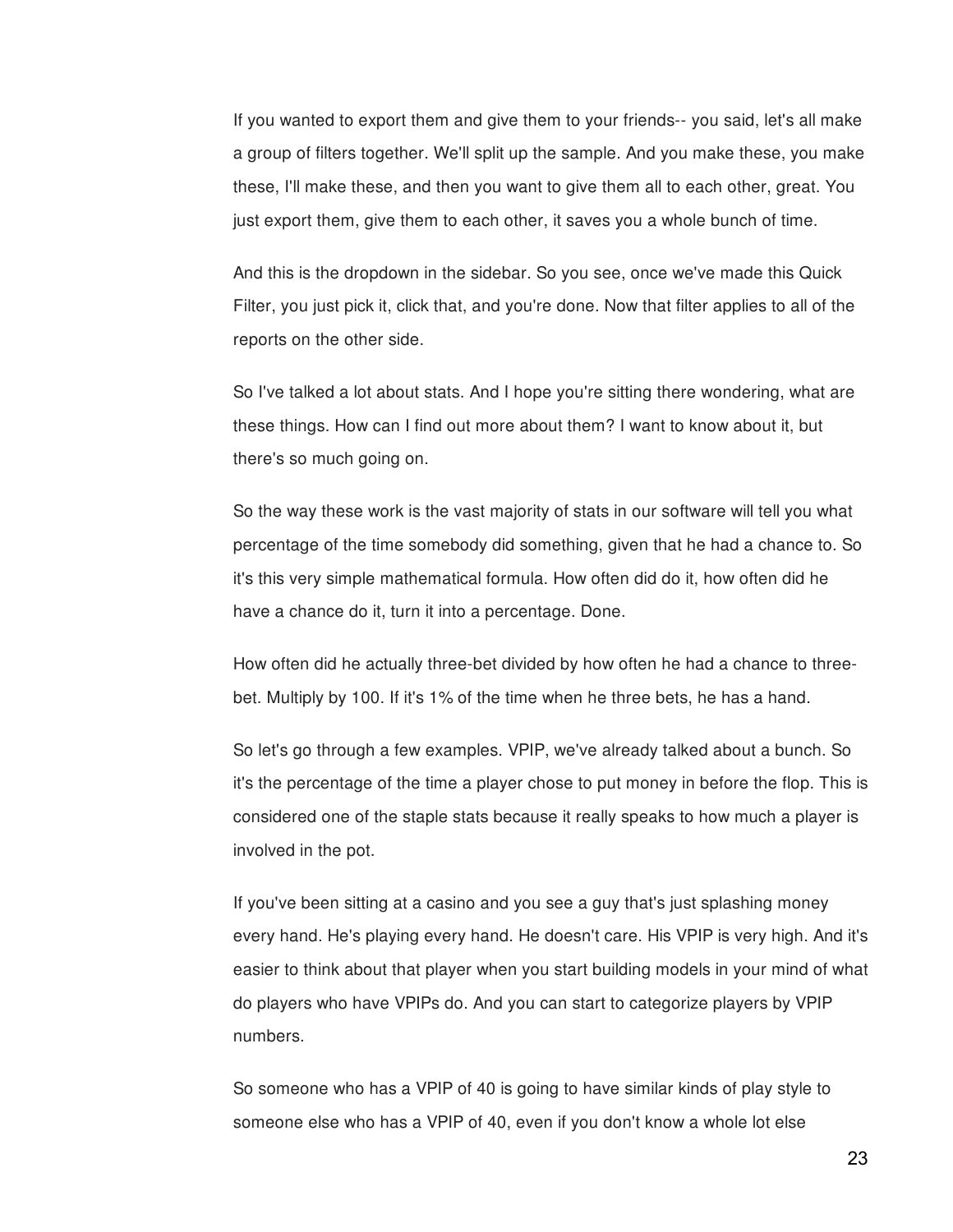If you wanted to export them and give them to your friends-- you said, let's all make a group of filters together. We'll split up the sample. And you make these, you make these, I'll make these, and then you want to give them all to each other, great. You just export them, give them to each other, it saves you a whole bunch of time.

And this is the dropdown in the sidebar. So you see, once we've made this Quick Filter, you just pick it, click that, and you're done. Now that filter applies to all of the reports on the other side.

So I've talked a lot about stats. And I hope you're sitting there wondering, what are these things. How can I find out more about them? I want to know about it, but there's so much going on.

So the way these work is the vast majority of stats in our software will tell you what percentage of the time somebody did something, given that he had a chance to. So it's this very simple mathematical formula. How often did do it, how often did he have a chance do it, turn it into a percentage. Done.

How often did he actually three-bet divided by how often he had a chance to three-bet. Multiply by 100. If it's 1% of the time when he three bets, he has a hand.

So let's go through a few examples. VPIP, we've already talked about a bunch. So it's the percentage of the time a player chose to put money in before the flop. This is considered one of the staple stats because it really speaks to how much a player is involved in the pot.

If you've been sitting at a casino and you see a guy that's just splashing money every hand. He's playing every hand. He doesn't care. His VPIP is very high. And it's easier to think about that player when you start building models in your mind of what do players who have VPIPs do. And you can start to categorize players by VPIP numbers.

So someone who has a VPIP of 40 is going to have similar kinds of play style to someone else who has a VPIP of 40, even if you don't know a whole lot else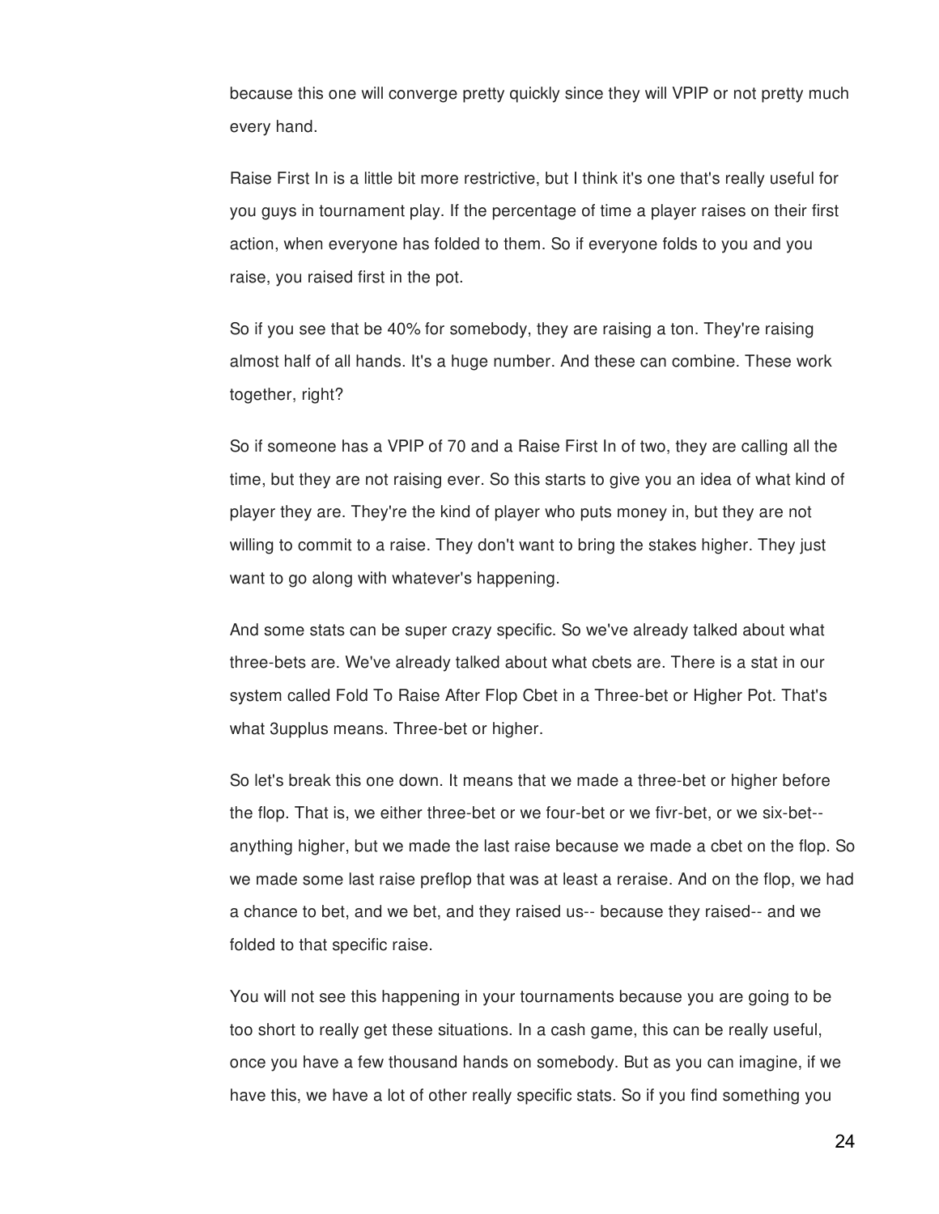because this one will converge pretty quickly since they will VPIP or not pretty much every hand.

Raise First In is a little bit more restrictive, but I think it's one that's really useful for you guys in tournament play. If the percentage of time a player raises on their first action, when everyone has folded to them. So if everyone folds to you and you raise, you raised first in the pot.

So if you see that be 40% for somebody, they are raising a ton. They're raising almost half of all hands. It's a huge number. And these can combine. These work together, right?

So if someone has a VPIP of 70 and a Raise First In of two, they are calling all the time, but they are not raising ever. So this starts to give you an idea of what kind of player they are. They're the kind of player who puts money in, but they are not willing to commit to a raise. They don't want to bring the stakes higher. They just want to go along with whatever's happening.

And some stats can be super crazy specific. So we've already talked about what three-bets are. We've already talked about what cbets are. There is a stat in our system called Fold To Raise After Flop Cbet in a Three-bet or Higher Pot. That's what 3upplus means. Three-bet or higher.

So let's break this one down. It means that we made a three-bet or higher before the flop. That is, we either three-bet or we four-bet or we fivr-bet, or we six-bet-- anything higher, but we made the last raise because we made a cbet on the flop. So we made some last raise preflop that was at least a reraise. And on the flop, we had a chance to bet, and we bet, and they raised us-- because they raised-- and we folded to that specific raise.

You will not see this happening in your tournaments because you are going to be too short to really get these situations. In a cash game, this can be really useful, once you have a few thousand hands on somebody. But as you can imagine, if we have this, we have a lot of other really specific stats. So if you find something you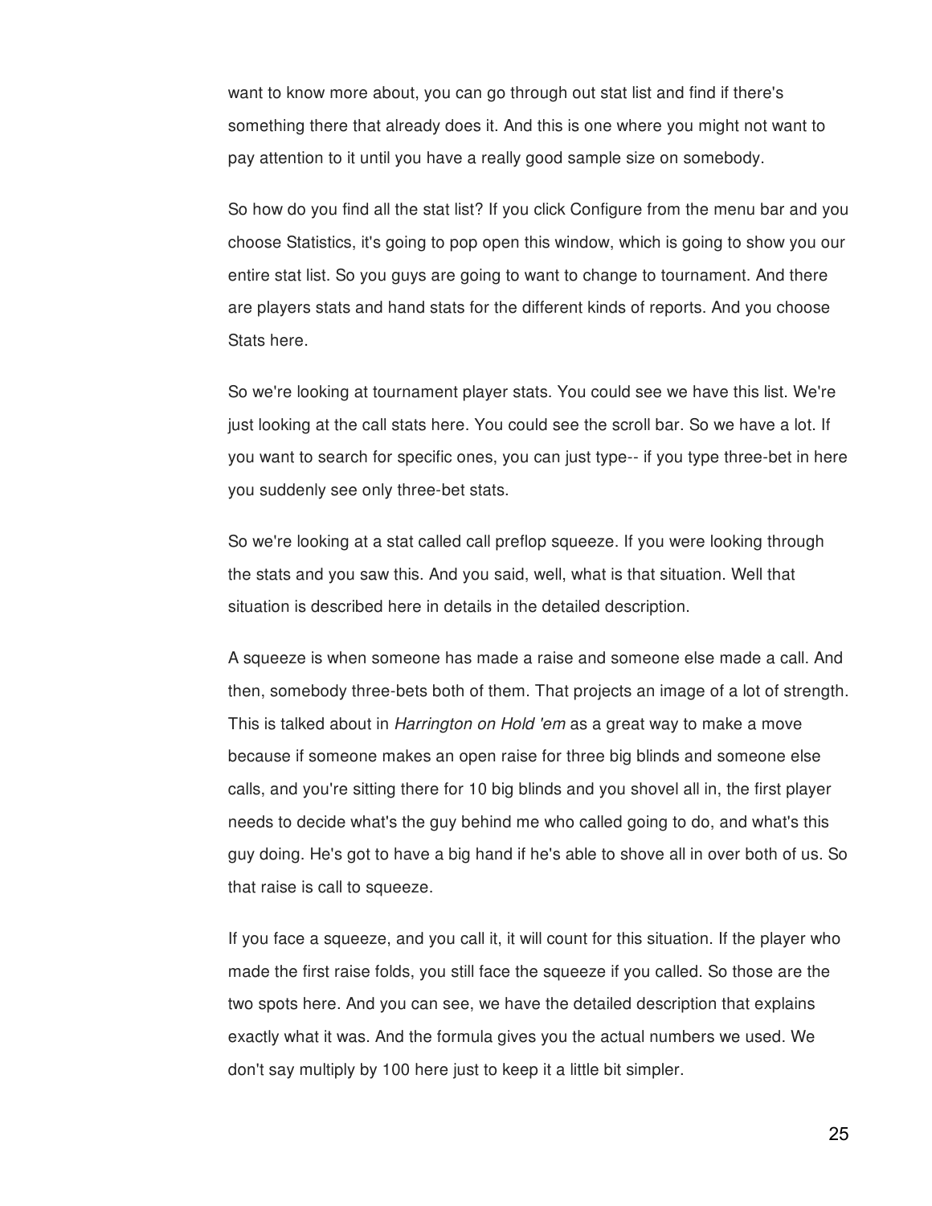want to know more about, you can go through out stat list and find if there's something there that already does it. And this is one where you might not want to pay attention to it until you have a really good sample size on somebody.

So how do you find all the stat list? If you click Configure from the menu bar and you choose Statistics, it's going to pop open this window, which is going to show you our entire stat list. So you guys are going to want to change to tournament. And there are players stats and hand stats for the different kinds of reports. And you choose Stats here.

So we're looking at tournament player stats. You could see we have this list. We're just looking at the call stats here. You could see the scroll bar. So we have a lot. If you want to search for specific ones, you can just type-- if you type three-bet in here you suddenly see only three-bet stats.

So we're looking at a stat called call preflop squeeze. If you were looking through the stats and you saw this. And you said, well, what is that situation. Well that situation is described here in details in the detailed description.

A squeeze is when someone has made a raise and someone else made a call. And then, somebody three-bets both of them. That projects an image of a lot of strength. This is talked about in *Harrington on Hold 'em* as a great way to make a move because if someone makes an open raise for three big blinds and someone else calls, and you're sitting there for 10 big blinds and you shovel all in, the first player needs to decide what's the guy behind me who called going to do, and what's this guy doing. He's got to have a big hand if he's able to shove all in over both of us. So that raise is call to squeeze.

If you face a squeeze, and you call it, it will count for this situation. If the player who made the first raise folds, you still face the squeeze if you called. So those are the two spots here. And you can see, we have the detailed description that explains exactly what it was. And the formula gives you the actual numbers we used. We don't say multiply by 100 here just to keep it a little bit simpler.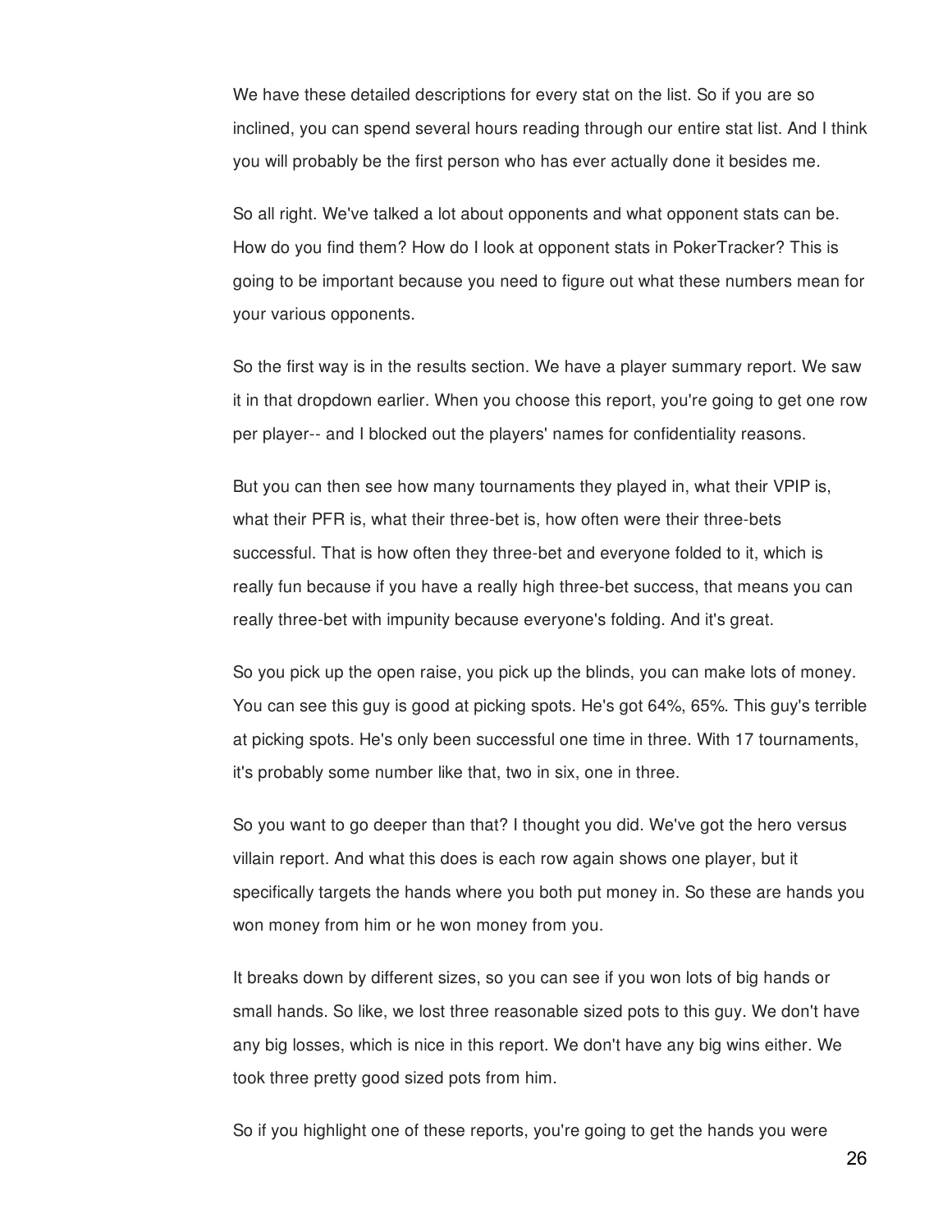We have these detailed descriptions for every stat on the list. So if you are so inclined, you can spend several hours reading through our entire stat list. And I think you will probably be the first person who has ever actually done it besides me.

So all right. We've talked a lot about opponents and what opponent stats can be. How do you find them? How do I look at opponent stats in PokerTracker? This is going to be important because you need to figure out what these numbers mean for your various opponents.

So the first way is in the results section. We have a player summary report. We saw it in that dropdown earlier. When you choose this report, you're going to get one row per player-- and I blocked out the players' names for confidentiality reasons.

But you can then see how many tournaments they played in, what their VPIP is, what their PFR is, what their three-bet is, how often were their three-bets successful. That is how often they three-bet and everyone folded to it, which is really fun because if you have a really high three-bet success, that means you can really three-bet with impunity because everyone's folding. And it's great.

So you pick up the open raise, you pick up the blinds, you can make lots of money. You can see this guy is good at picking spots. He's got 64%, 65%. This guy's terrible at picking spots. He's only been successful one time in three. With 17 tournaments, it's probably some number like that, two in six, one in three.

So you want to go deeper than that? I thought you did. We've got the hero versus villain report. And what this does is each row again shows one player, but it specifically targets the hands where you both put money in. So these are hands you won money from him or he won money from you.

It breaks down by different sizes, so you can see if you won lots of big hands or small hands. So like, we lost three reasonable sized pots to this guy. We don't have any big losses, which is nice in this report. We don't have any big wins either. We took three pretty good sized pots from him.

So if you highlight one of these reports, you're going to get the hands you were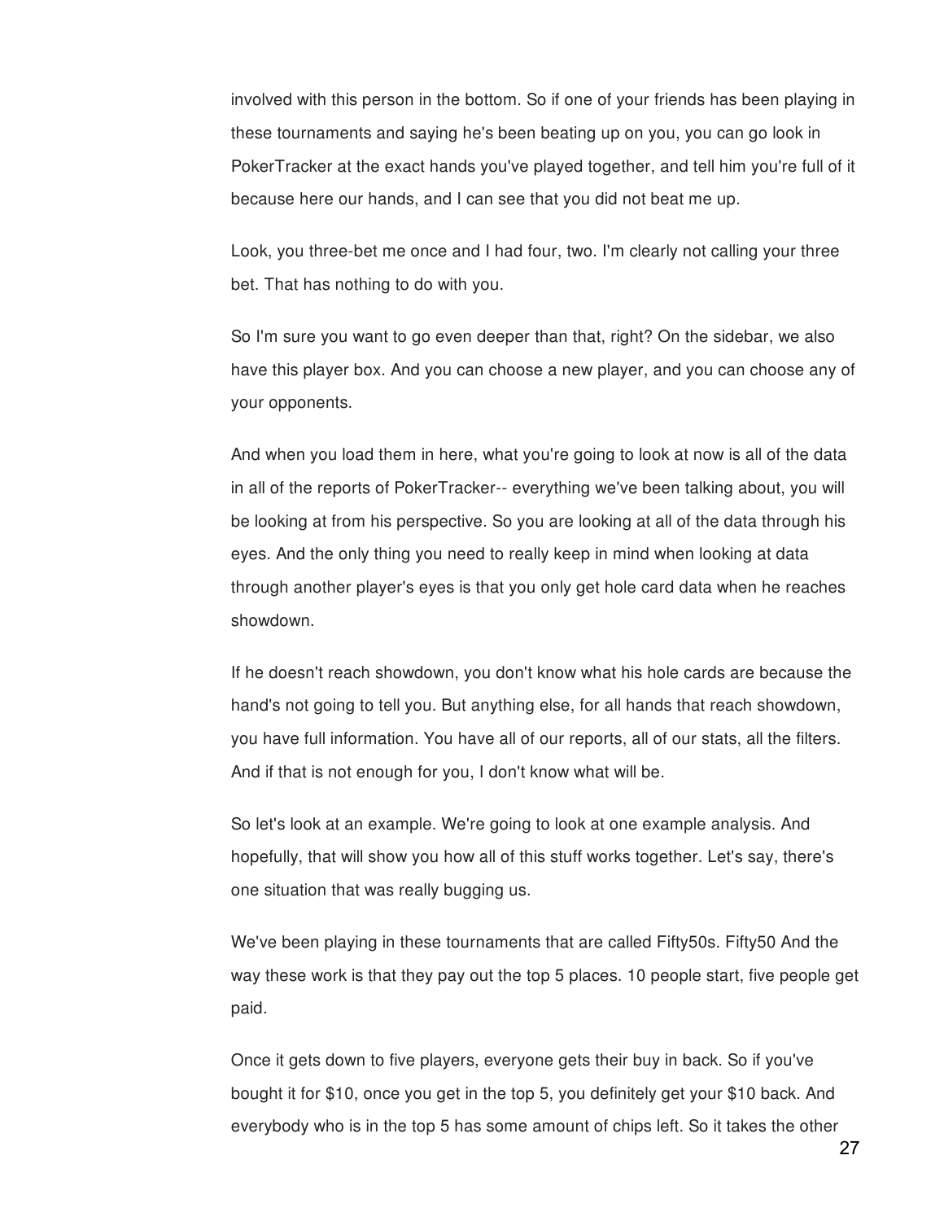involved with this person in the bottom. So if one of your friends has been playing in these tournaments and saying he's been beating up on you, you can go look in PokerTracker at the exact hands you've played together, and tell him you're full of it because here our hands, and I can see that you did not beat me up.

Look, you three-bet me once and I had four, two. I'm clearly not calling your three bet. That has nothing to do with you.

So I'm sure you want to go even deeper than that, right? On the sidebar, we also have this player box. And you can choose a new player, and you can choose any of your opponents.

And when you load them in here, what you're going to look at now is all of the data in all of the reports of PokerTracker-- everything we've been talking about, you will be looking at from his perspective. So you are looking at all of the data through his eyes. And the only thing you need to really keep in mind when looking at data through another player's eyes is that you only get hole card data when he reaches showdown.

If he doesn't reach showdown, you don't know what his hole cards are because the hand's not going to tell you. But anything else, for all hands that reach showdown, you have full information. You have all of our reports, all of our stats, all the filters. And if that is not enough for you, I don't know what will be.

So let's look at an example. We're going to look at one example analysis. And hopefully, that will show you how all of this stuff works together. Let's say, there's one situation that was really bugging us.

We've been playing in these tournaments that are called Fifty50s. Fifty50 And the way these work is that they pay out the top 5 places. 10 people start, five people get paid.

Once it gets down to five players, everyone gets their buy in back. So if you've bought it for $10, once you get in the top 5, you definitely get your $10 back. And everybody who is in the top 5 has some amount of chips left. So it takes the other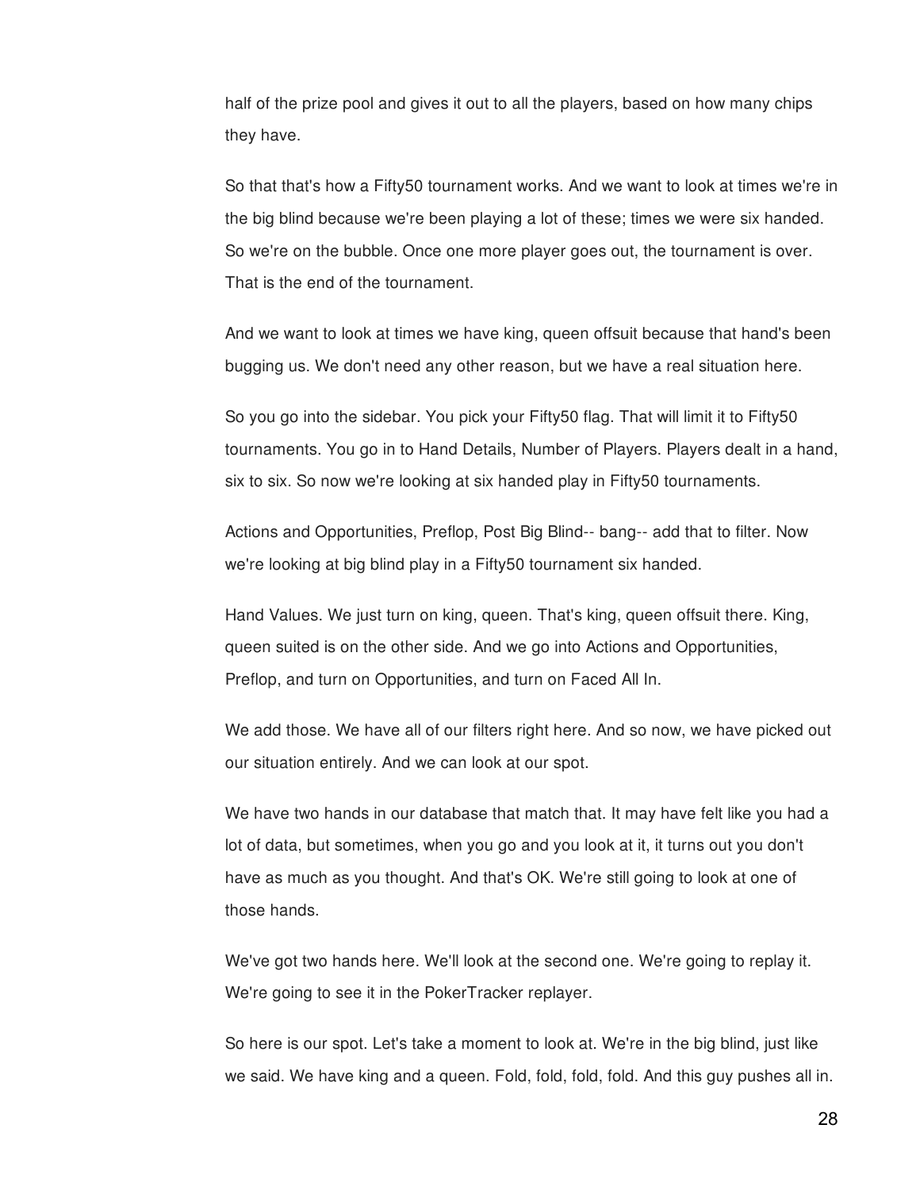half of the prize pool and gives it out to all the players, based on how many chips they have.

So that that's how a Fifty50 tournament works. And we want to look at times we're in the big blind because we're been playing a lot of these; times we were six handed. So we're on the bubble. Once one more player goes out, the tournament is over. That is the end of the tournament.

And we want to look at times we have king, queen offsuit because that hand's been bugging us. We don't need any other reason, but we have a real situation here.

So you go into the sidebar. You pick your Fifty50 flag. That will limit it to Fifty50 tournaments. You go in to Hand Details, Number of Players. Players dealt in a hand, six to six. So now we're looking at six handed play in Fifty50 tournaments.

Actions and Opportunities, Preflop, Post Big Blind-- bang-- add that to filter. Now we're looking at big blind play in a Fifty50 tournament six handed.

Hand Values. We just turn on king, queen. That's king, queen offsuit there. King, queen suited is on the other side. And we go into Actions and Opportunities, Preflop, and turn on Opportunities, and turn on Faced All In.

We add those. We have all of our filters right here. And so now, we have picked out our situation entirely. And we can look at our spot.

We have two hands in our database that match that. It may have felt like you had a lot of data, but sometimes, when you go and you look at it, it turns out you don't have as much as you thought. And that's OK. We're still going to look at one of those hands.

We've got two hands here. We'll look at the second one. We're going to replay it. We're going to see it in the PokerTracker replayer.

So here is our spot. Let's take a moment to look at. We're in the big blind, just like we said. We have king and a queen. Fold, fold, fold, fold. And this guy pushes all in.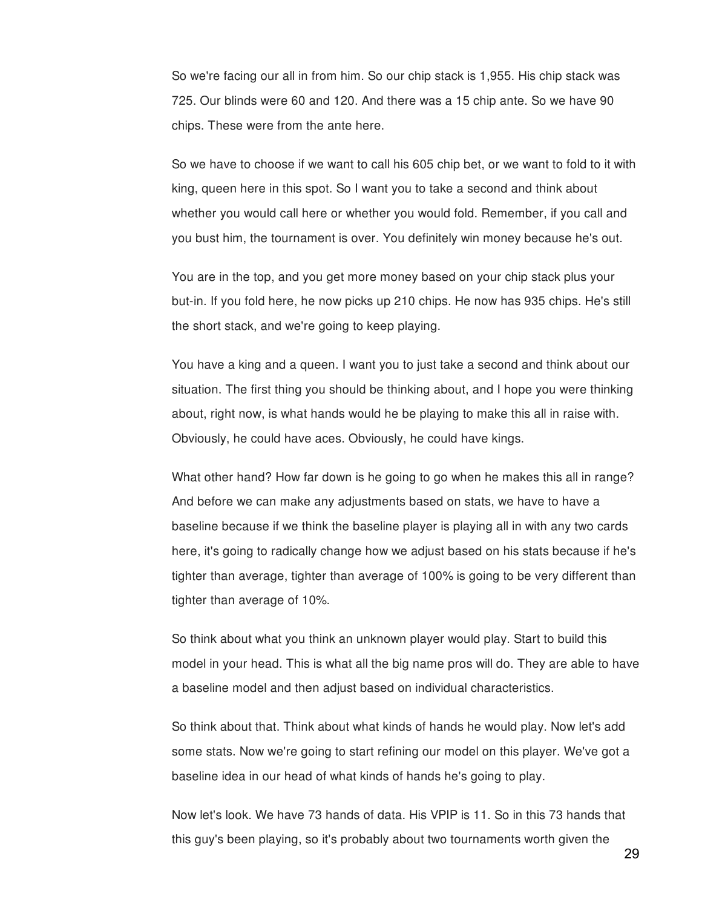So we're facing our all in from him. So our chip stack is 1,955. His chip stack was 725. Our blinds were 60 and 120. And there was a 15 chip ante. So we have 90 chips. These were from the ante here.

So we have to choose if we want to call his 605 chip bet, or we want to fold to it with king, queen here in this spot. So I want you to take a second and think about whether you would call here or whether you would fold. Remember, if you call and you bust him, the tournament is over. You definitely win money because he's out.

You are in the top, and you get more money based on your chip stack plus your but-in. If you fold here, he now picks up 210 chips. He now has 935 chips. He's still the short stack, and we're going to keep playing.

You have a king and a queen. I want you to just take a second and think about our situation. The first thing you should be thinking about, and I hope you were thinking about, right now, is what hands would he be playing to make this all in raise with. Obviously, he could have aces. Obviously, he could have kings.

What other hand? How far down is he going to go when he makes this all in range? And before we can make any adjustments based on stats, we have to have a baseline because if we think the baseline player is playing all in with any two cards here, it's going to radically change how we adjust based on his stats because if he's tighter than average, tighter than average of 100% is going to be very different than tighter than average of 10%.

So think about what you think an unknown player would play. Start to build this model in your head. This is what all the big name pros will do. They are able to have a baseline model and then adjust based on individual characteristics.

So think about that. Think about what kinds of hands he would play. Now let's add some stats. Now we're going to start refining our model on this player. We've got a baseline idea in our head of what kinds of hands he's going to play.

Now let's look. We have 73 hands of data. His VPIP is 11. So in this 73 hands that this guy's been playing, so it's probably about two tournaments worth given the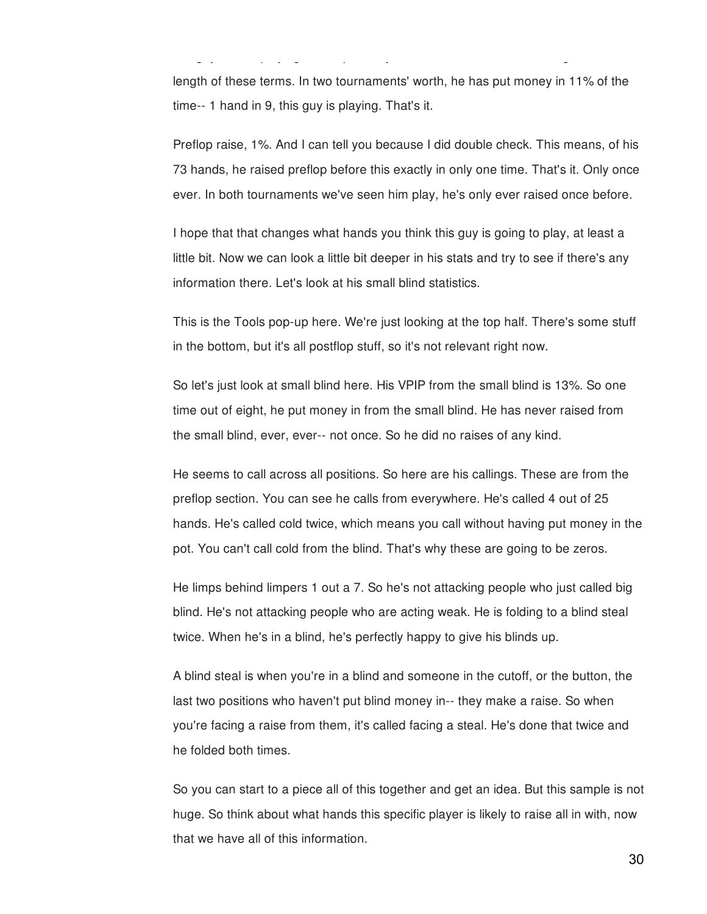length of these terms. In two tournaments' worth, he has put money in 11% of the time-- 1 hand in 9, this guy is playing. That's it.

Preflop raise, 1%. And I can tell you because I did double check. This means, of his 73 hands, he raised preflop before this exactly in only one time. That's it. Only once ever. In both tournaments we've seen him play, he's only ever raised once before.

I hope that that changes what hands you think this guy is going to play, at least a little bit. Now we can look a little bit deeper in his stats and try to see if there's any information there. Let's look at his small blind statistics.

This is the Tools pop-up here. We're just looking at the top half. There's some stuff in the bottom, but it's all postflop stuff, so it's not relevant right now.

So let's just look at small blind here. His VPIP from the small blind is 13%. So one time out of eight, he put money in from the small blind. He has never raised from the small blind, ever, ever-- not once. So he did no raises of any kind.

He seems to call across all positions. So here are his callings. These are from the preflop section. You can see he calls from everywhere. He's called 4 out of 25 hands. He's called cold twice, which means you call without having put money in the pot. You can't call cold from the blind. That's why these are going to be zeros.

He limps behind limpers 1 out a 7. So he's not attacking people who just called big blind. He's not attacking people who are acting weak. He is folding to a blind steal twice. When he's in a blind, he's perfectly happy to give his blinds up.

A blind steal is when you're in a blind and someone in the cutoff, or the button, the last two positions who haven't put blind money in-- they make a raise. So when you're facing a raise from them, it's called facing a steal. He's done that twice and he folded both times.

So you can start to a piece all of this together and get an idea. But this sample is not huge. So think about what hands this specific player is likely to raise all in with, now that we have all of this information.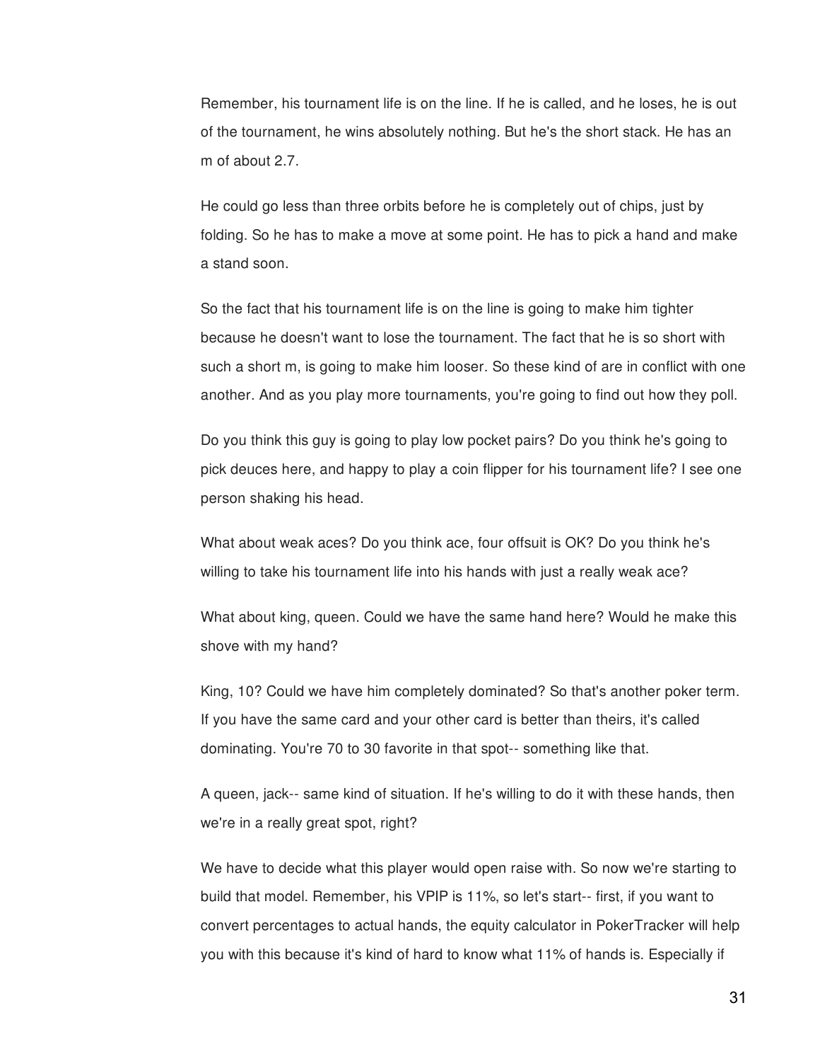Remember, his tournament life is on the line. If he is called, and he loses, he is out of the tournament, he wins absolutely nothing. But he's the short stack. He has an m of about 2.7.

He could go less than three orbits before he is completely out of chips, just by folding. So he has to make a move at some point. He has to pick a hand and make a stand soon.

So the fact that his tournament life is on the line is going to make him tighter because he doesn't want to lose the tournament. The fact that he is so short with such a short m, is going to make him looser. So these kind of are in conflict with one another. And as you play more tournaments, you're going to find out how they poll.

Do you think this guy is going to play low pocket pairs? Do you think he's going to pick deuces here, and happy to play a coin flipper for his tournament life? I see one person shaking his head.

What about weak aces? Do you think ace, four offsuit is OK? Do you think he's willing to take his tournament life into his hands with just a really weak ace?

What about king, queen. Could we have the same hand here? Would he make this shove with my hand?

King, 10? Could we have him completely dominated? So that's another poker term. If you have the same card and your other card is better than theirs, it's called dominating. You're 70 to 30 favorite in that spot-- something like that.

A queen, jack-- same kind of situation. If he's willing to do it with these hands, then we're in a really great spot, right?

We have to decide what this player would open raise with. So now we're starting to build that model. Remember, his VPIP is 11%, so let's start-- first, if you want to convert percentages to actual hands, the equity calculator in PokerTracker will help you with this because it's kind of hard to know what 11% of hands is. Especially if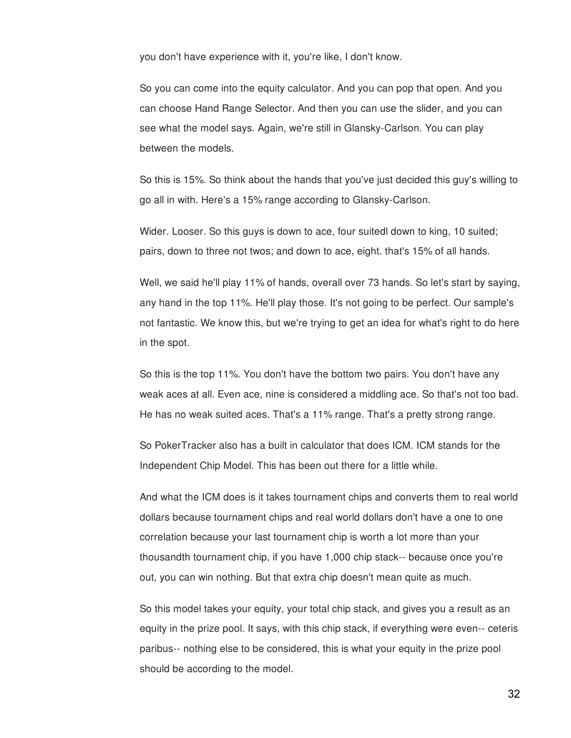you don't have experience with it, you're like, I don't know.

So you can come into the equity calculator. And you can pop that open. And you can choose Hand Range Selector. And then you can use the slider, and you can see what the model says. Again, we're still in Glansky-Carlson. You can play between the models.

So this is 15%. So think about the hands that you've just decided this guy's willing to go all in with. Here's a 15% range according to Glansky-Carlson.

Wider. Looser. So this guys is down to ace, four suitedl down to king, 10 suited; pairs, down to three not twos; and down to ace, eight. that's 15% of all hands.

Well, we said he'll play 11% of hands, overall over 73 hands. So let's start by saying, any hand in the top 11%. He'll play those. It's not going to be perfect. Our sample's not fantastic. We know this, but we're trying to get an idea for what's right to do here in the spot.

So this is the top 11%. You don't have the bottom two pairs. You don't have any weak aces at all. Even ace, nine is considered a middling ace. So that's not too bad. He has no weak suited aces. That's a 11% range. That's a pretty strong range.

So PokerTracker also has a built in calculator that does ICM. ICM stands for the Independent Chip Model. This has been out there for a little while.

And what the ICM does is it takes tournament chips and converts them to real world dollars because tournament chips and real world dollars don't have a one to one correlation because your last tournament chip is worth a lot more than your thousandth tournament chip, if you have 1,000 chip stack-- because once you're out, you can win nothing. But that extra chip doesn't mean quite as much.

So this model takes your equity, your total chip stack, and gives you a result as an equity in the prize pool. It says, with this chip stack, if everything were even-- ceteris paribus-- nothing else to be considered, this is what your equity in the prize pool should be according to the model.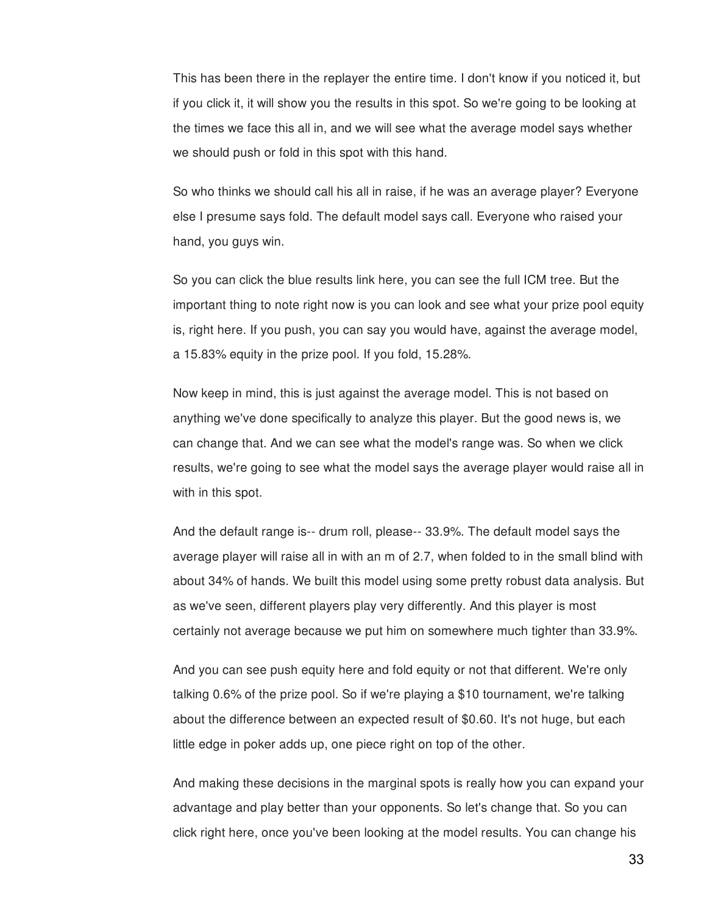This has been there in the replayer the entire time. I don't know if you noticed it, but if you click it, it will show you the results in this spot. So we're going to be looking at the times we face this all in, and we will see what the average model says whether we should push or fold in this spot with this hand.

So who thinks we should call his all in raise, if he was an average player? Everyone else I presume says fold. The default model says call. Everyone who raised your hand, you guys win.

So you can click the blue results link here, you can see the full ICM tree. But the important thing to note right now is you can look and see what your prize pool equity is, right here. If you push, you can say you would have, against the average model, a 15.83% equity in the prize pool. If you fold, 15.28%.

Now keep in mind, this is just against the average model. This is not based on anything we've done specifically to analyze this player. But the good news is, we can change that. And we can see what the model's range was. So when we click results, we're going to see what the model says the average player would raise all in with in this spot.

And the default range is-- drum roll, please-- 33.9%. The default model says the average player will raise all in with an m of 2.7, when folded to in the small blind with about 34% of hands. We built this model using some pretty robust data analysis. But as we've seen, different players play very differently. And this player is most certainly not average because we put him on somewhere much tighter than 33.9%.

And you can see push equity here and fold equity or not that different. We're only talking 0.6% of the prize pool. So if we're playing a $10 tournament, we're talking about the difference between an expected result of $0.60. It's not huge, but each little edge in poker adds up, one piece right on top of the other.

And making these decisions in the marginal spots is really how you can expand your advantage and play better than your opponents. So let's change that. So you can click right here, once you've been looking at the model results. You can change his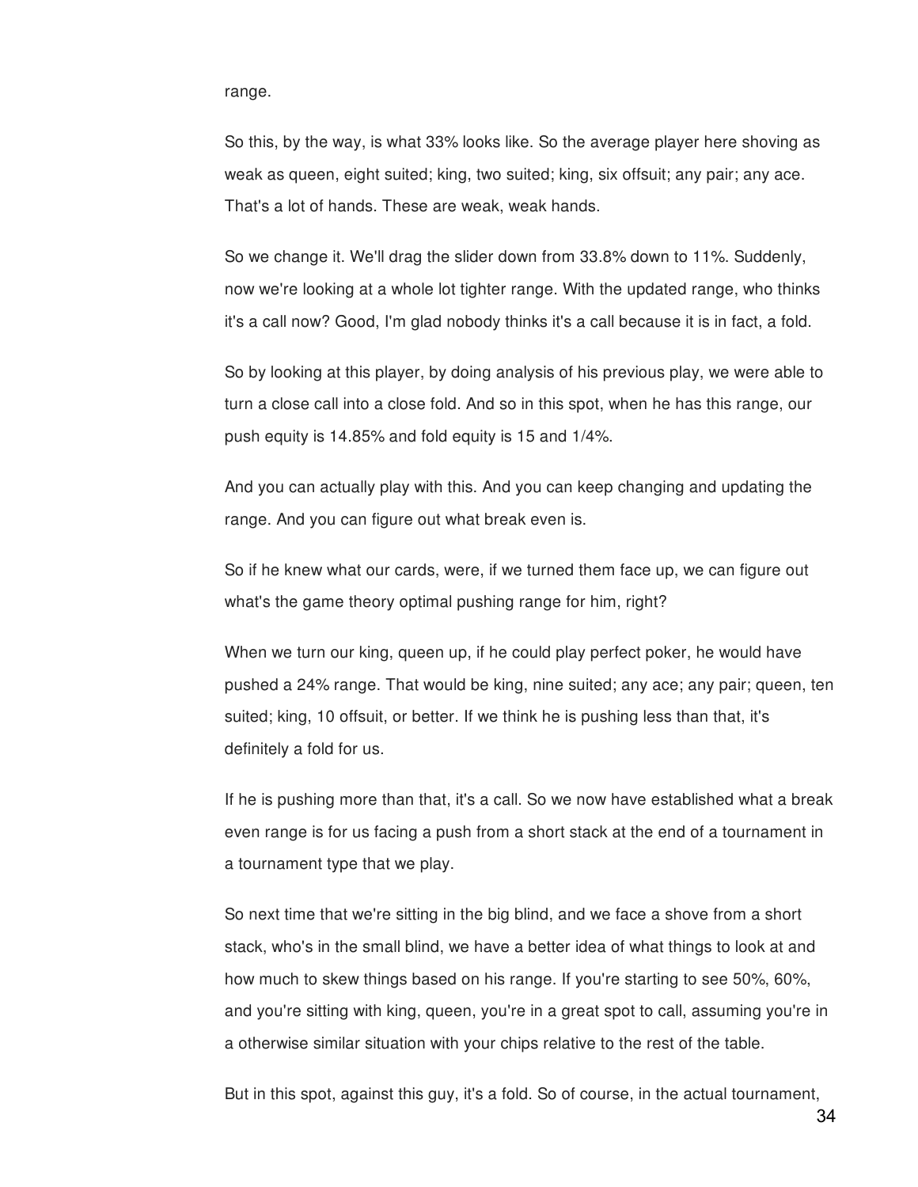range.

So this, by the way, is what 33% looks like. So the average player here shoving as weak as queen, eight suited; king, two suited; king, six offsuit; any pair; any ace. That's a lot of hands. These are weak, weak hands.

So we change it. We'll drag the slider down from 33.8% down to 11%. Suddenly, now we're looking at a whole lot tighter range. With the updated range, who thinks it's a call now? Good, I'm glad nobody thinks it's a call because it is in fact, a fold.

So by looking at this player, by doing analysis of his previous play, we were able to turn a close call into a close fold. And so in this spot, when he has this range, our push equity is 14.85% and fold equity is 15 and 1/4%.

And you can actually play with this. And you can keep changing and updating the range. And you can figure out what break even is.

So if he knew what our cards, were, if we turned them face up, we can figure out what's the game theory optimal pushing range for him, right?

When we turn our king, queen up, if he could play perfect poker, he would have pushed a 24% range. That would be king, nine suited; any ace; any pair; queen, ten suited; king, 10 offsuit, or better. If we think he is pushing less than that, it's definitely a fold for us.

If he is pushing more than that, it's a call. So we now have established what a break even range is for us facing a push from a short stack at the end of a tournament in a tournament type that we play.

So next time that we're sitting in the big blind, and we face a shove from a short stack, who's in the small blind, we have a better idea of what things to look at and how much to skew things based on his range. If you're starting to see 50%, 60%, and you're sitting with king, queen, you're in a great spot to call, assuming you're in a otherwise similar situation with your chips relative to the rest of the table.

But in this spot, against this guy, it's a fold. So of course, in the actual tournament,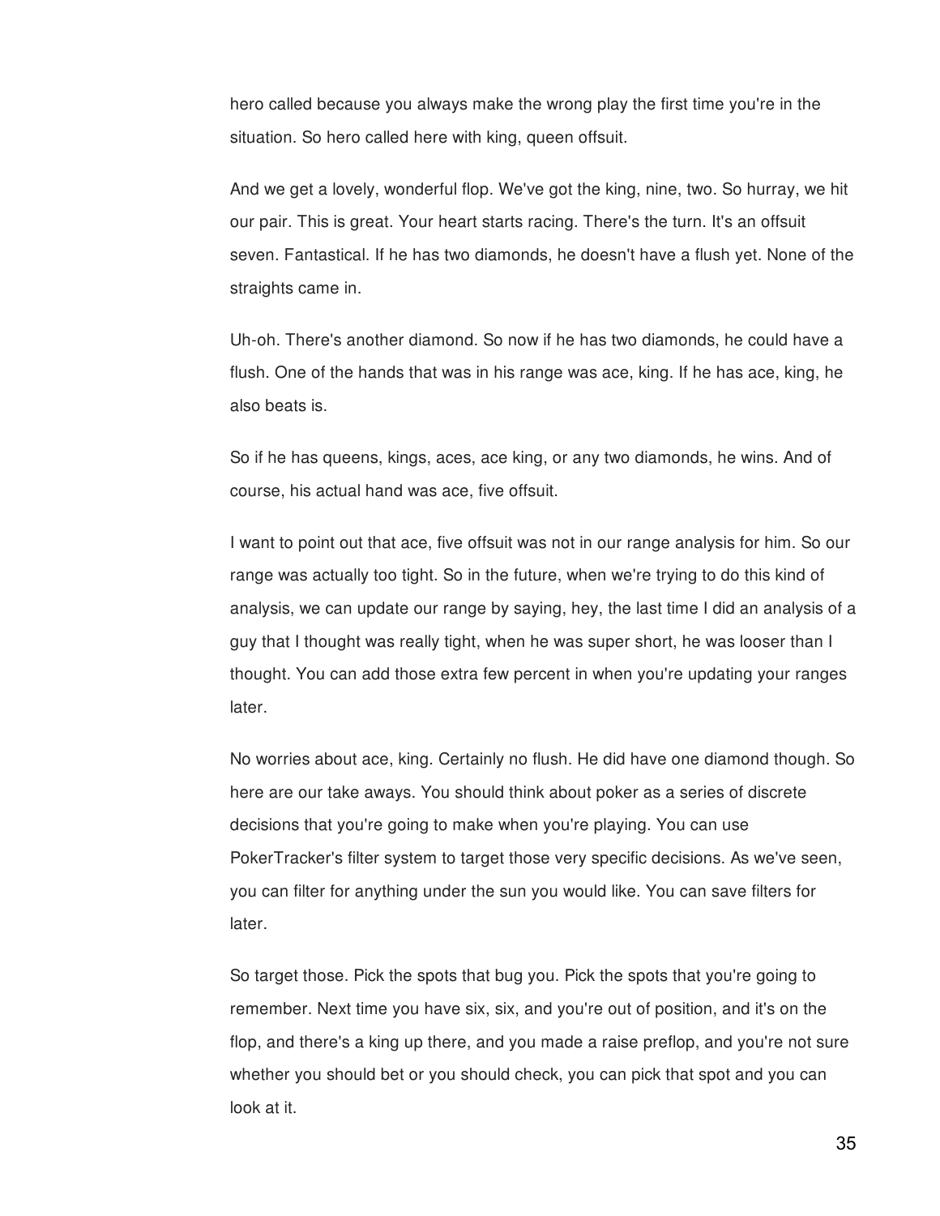hero called because you always make the wrong play the first time you're in the situation. So hero called here with king, queen offsuit.

And we get a lovely, wonderful flop. We've got the king, nine, two. So hurray, we hit our pair. This is great. Your heart starts racing. There's the turn. It's an offsuit seven. Fantastical. If he has two diamonds, he doesn't have a flush yet. None of the straights came in.

Uh-oh. There's another diamond. So now if he has two diamonds, he could have a flush. One of the hands that was in his range was ace, king. If he has ace, king, he also beats is.

So if he has queens, kings, aces, ace king, or any two diamonds, he wins. And of course, his actual hand was ace, five offsuit.

I want to point out that ace, five offsuit was not in our range analysis for him. So our range was actually too tight. So in the future, when we're trying to do this kind of analysis, we can update our range by saying, hey, the last time I did an analysis of a guy that I thought was really tight, when he was super short, he was looser than I thought. You can add those extra few percent in when you're updating your ranges later.

No worries about ace, king. Certainly no flush. He did have one diamond though. So here are our take aways. You should think about poker as a series of discrete decisions that you're going to make when you're playing. You can use PokerTracker's filter system to target those very specific decisions. As we've seen, you can filter for anything under the sun you would like. You can save filters for later.

So target those. Pick the spots that bug you. Pick the spots that you're going to remember. Next time you have six, six, and you're out of position, and it's on the flop, and there's a king up there, and you made a raise preflop, and you're not sure whether you should bet or you should check, you can pick that spot and you can look at it.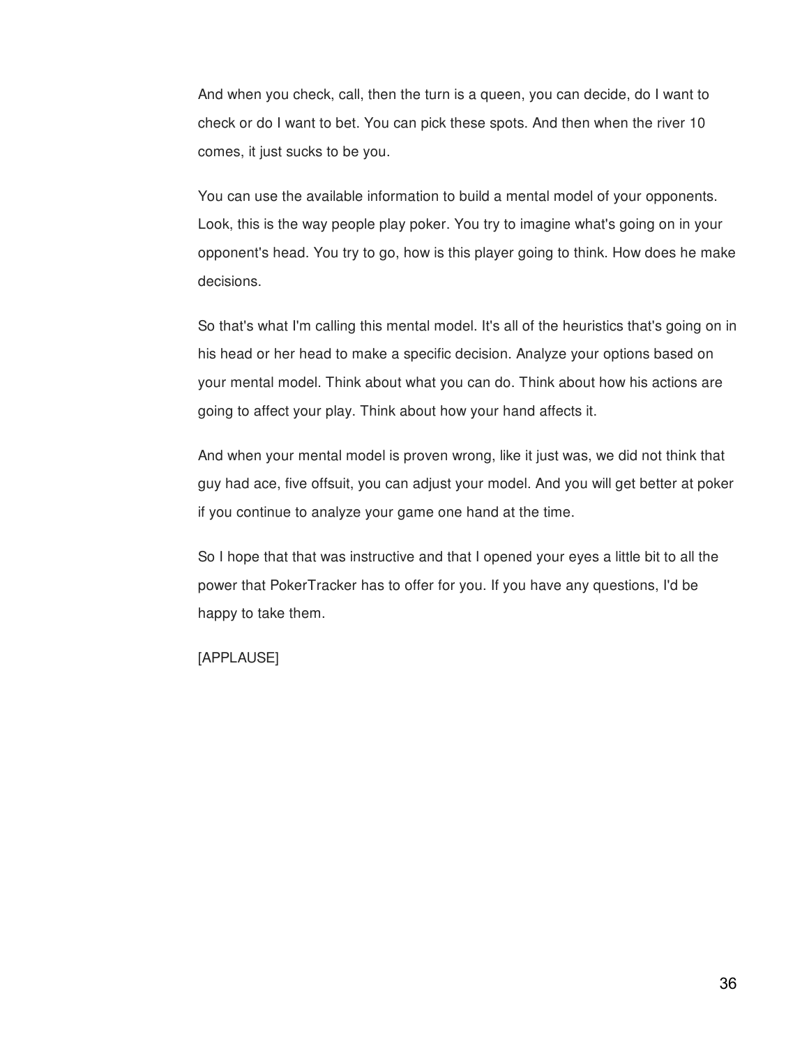And when you check, call, then the turn is a queen, you can decide, do I want to check or do I want to bet. You can pick these spots. And then when the river 10 comes, it just sucks to be you.

You can use the available information to build a mental model of your opponents. Look, this is the way people play poker. You try to imagine what's going on in your opponent's head. You try to go, how is this player going to think. How does he make decisions.

So that's what I'm calling this mental model. It's all of the heuristics that's going on in his head or her head to make a specific decision. Analyze your options based on your mental model. Think about what you can do. Think about how his actions are going to affect your play. Think about how your hand affects it.

And when your mental model is proven wrong, like it just was, we did not think that guy had ace, five offsuit, you can adjust your model. And you will get better at poker if you continue to analyze your game one hand at the time.

So I hope that that was instructive and that I opened your eyes a little bit to all the power that PokerTracker has to offer for you. If you have any questions, I'd be happy to take them.

[APPLAUSE]